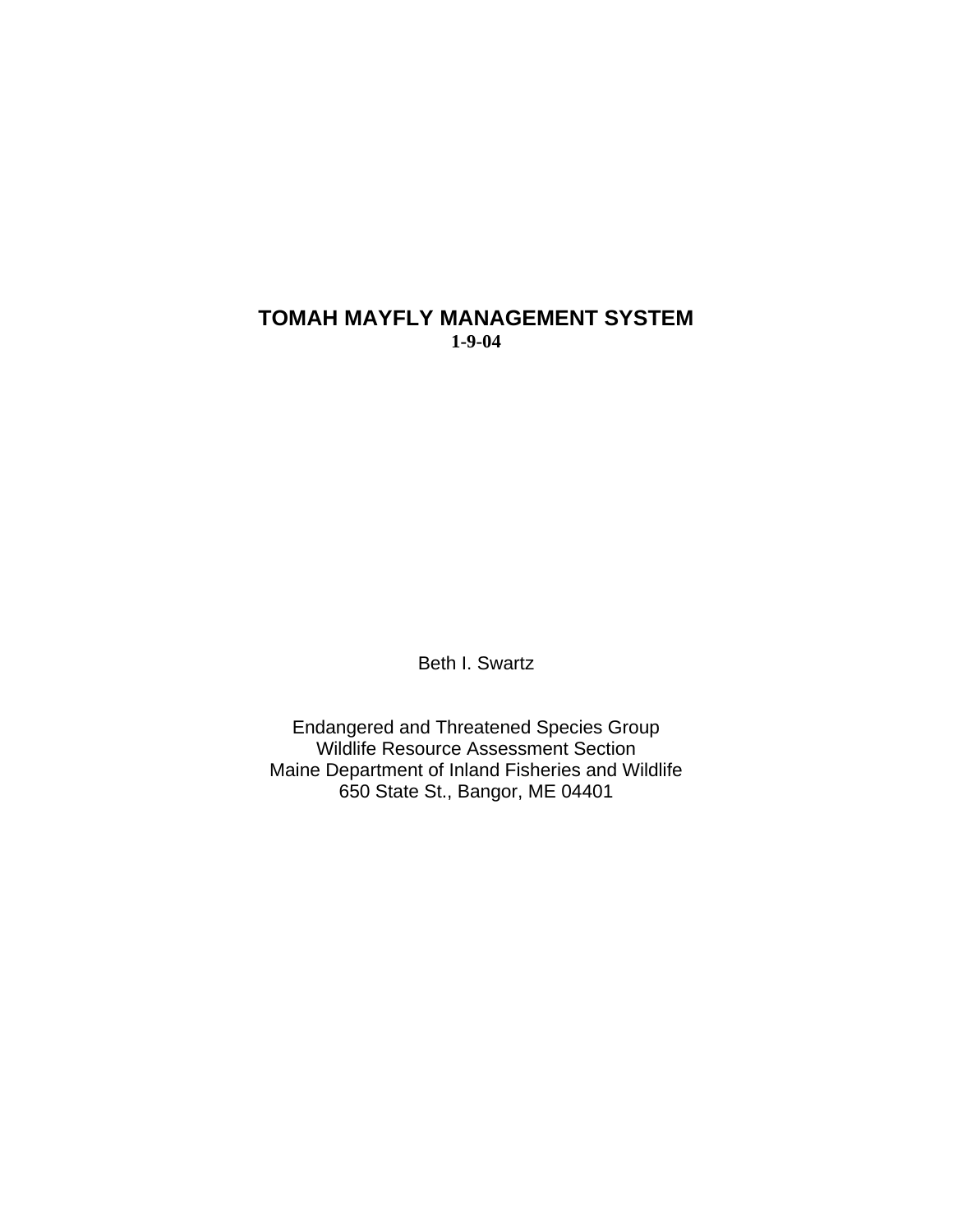# TOMAH MAYFLY MANAGEMENT SYSTEM

**1-9-04**

Beth I. Swartz

Endangered and Threatened Species Group
Wildlife Resource Assessment Section
Maine Department of Inland Fisheries and Wildlife
650 State St., Bangor, ME 04401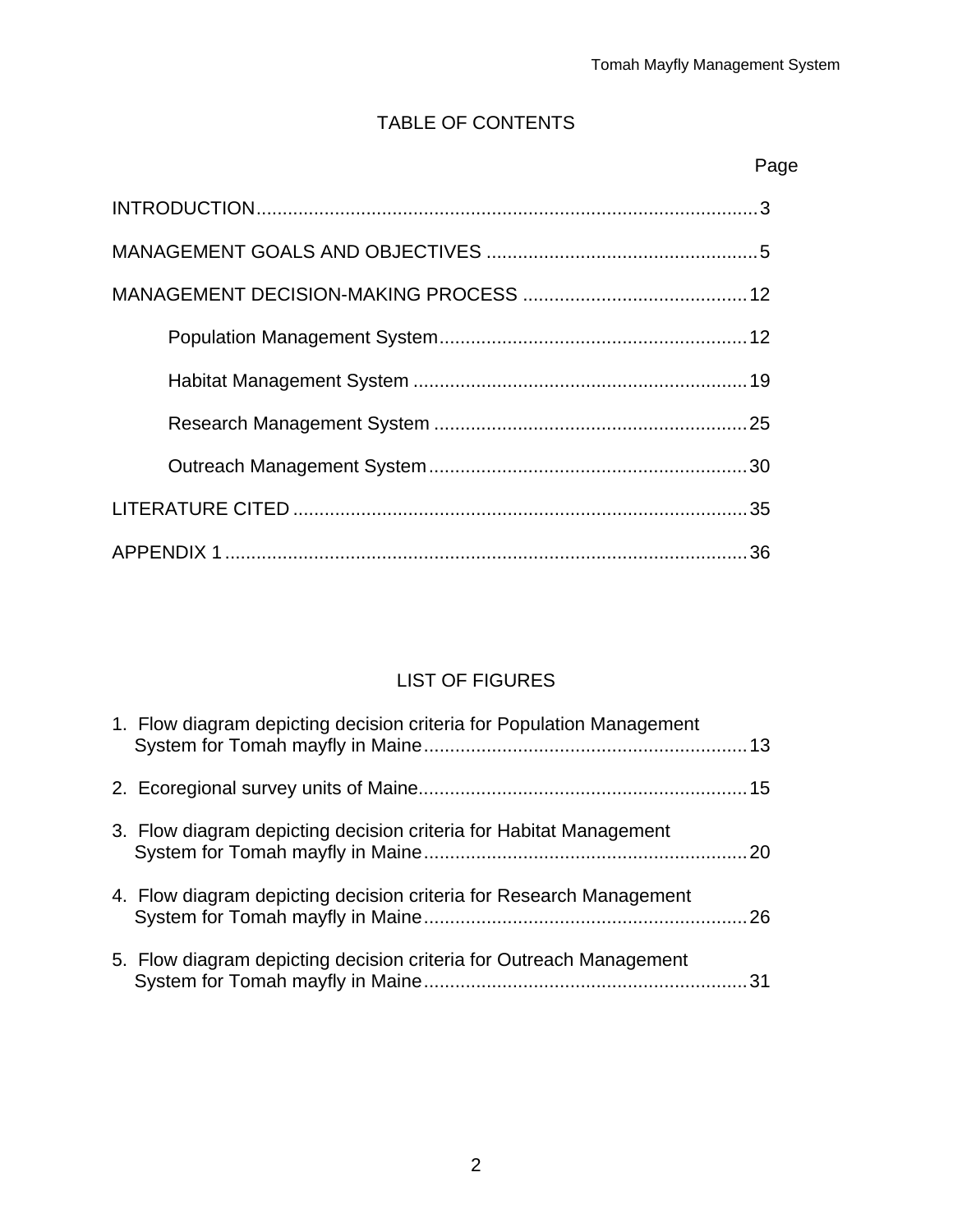# TABLE OF CONTENTS

| | Page |
|---|---|
| INTRODUCTION | 3 |
| MANAGEMENT GOALS AND OBJECTIVES | 5 |
| MANAGEMENT DECISION-MAKING PROCESS | 12 |
| Population Management System | 12 |
| Habitat Management System | 19 |
| Research Management System | 25 |
| Outreach Management System | 30 |
| LITERATURE CITED | 35 |
| APPENDIX 1 | 36 |

# LIST OF FIGURES

| | |
|---|---|
| 1. Flow diagram depicting decision criteria for Population Management System for Tomah mayfly in Maine | 13 |
| 2. Ecoregional survey units of Maine | 15 |
| 3. Flow diagram depicting decision criteria for Habitat Management System for Tomah mayfly in Maine | 20 |
| 4. Flow diagram depicting decision criteria for Research Management System for Tomah mayfly in Maine | 26 |
| 5. Flow diagram depicting decision criteria for Outreach Management System for Tomah mayfly in Maine | 31 |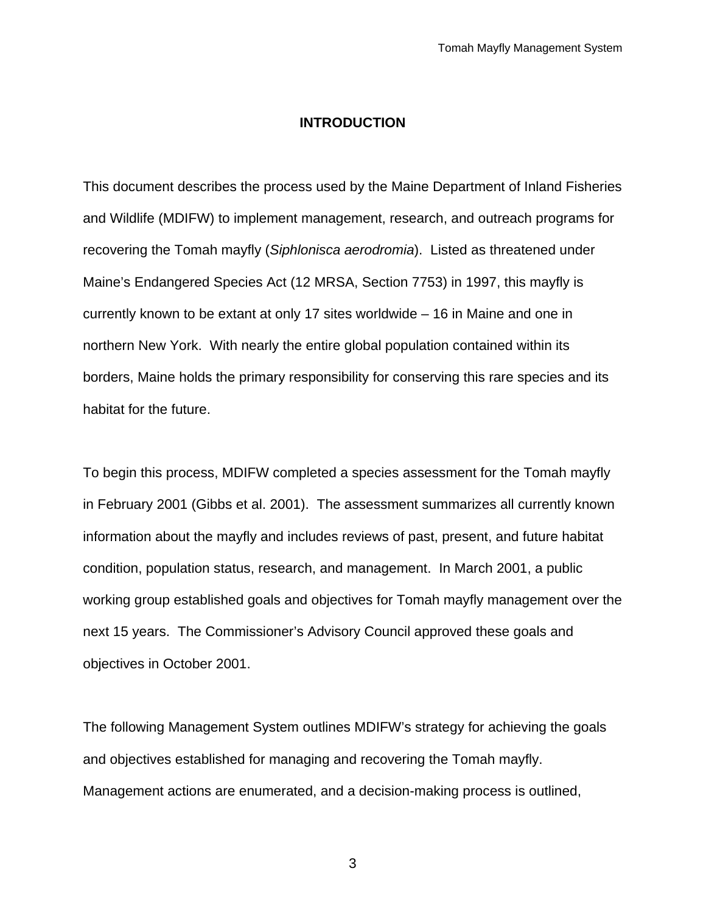## INTRODUCTION

This document describes the process used by the Maine Department of Inland Fisheries and Wildlife (MDIFW) to implement management, research, and outreach programs for recovering the Tomah mayfly (*Siphlonisca aerodromia*). Listed as threatened under Maine's Endangered Species Act (12 MRSA, Section 7753) in 1997, this mayfly is currently known to be extant at only 17 sites worldwide – 16 in Maine and one in northern New York. With nearly the entire global population contained within its borders, Maine holds the primary responsibility for conserving this rare species and its habitat for the future.

To begin this process, MDIFW completed a species assessment for the Tomah mayfly in February 2001 (Gibbs et al. 2001). The assessment summarizes all currently known information about the mayfly and includes reviews of past, present, and future habitat condition, population status, research, and management. In March 2001, a public working group established goals and objectives for Tomah mayfly management over the next 15 years. The Commissioner's Advisory Council approved these goals and objectives in October 2001.

The following Management System outlines MDIFW's strategy for achieving the goals and objectives established for managing and recovering the Tomah mayfly. Management actions are enumerated, and a decision-making process is outlined,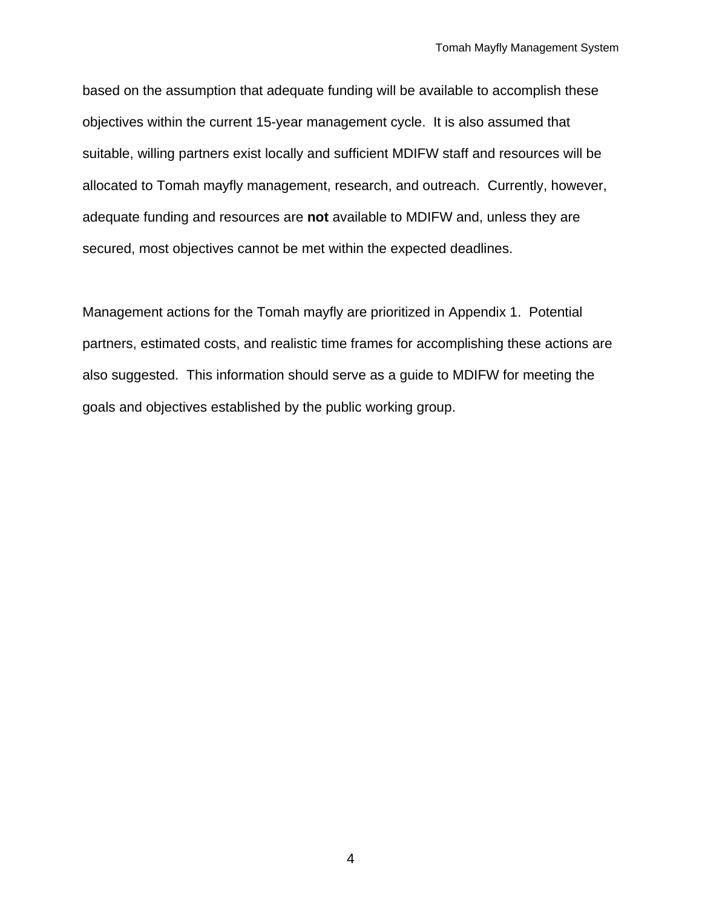based on the assumption that adequate funding will be available to accomplish these objectives within the current 15-year management cycle. It is also assumed that suitable, willing partners exist locally and sufficient MDIFW staff and resources will be allocated to Tomah mayfly management, research, and outreach. Currently, however, adequate funding and resources are **not** available to MDIFW and, unless they are secured, most objectives cannot be met within the expected deadlines.

Management actions for the Tomah mayfly are prioritized in Appendix 1. Potential partners, estimated costs, and realistic time frames for accomplishing these actions are also suggested. This information should serve as a guide to MDIFW for meeting the goals and objectives established by the public working group.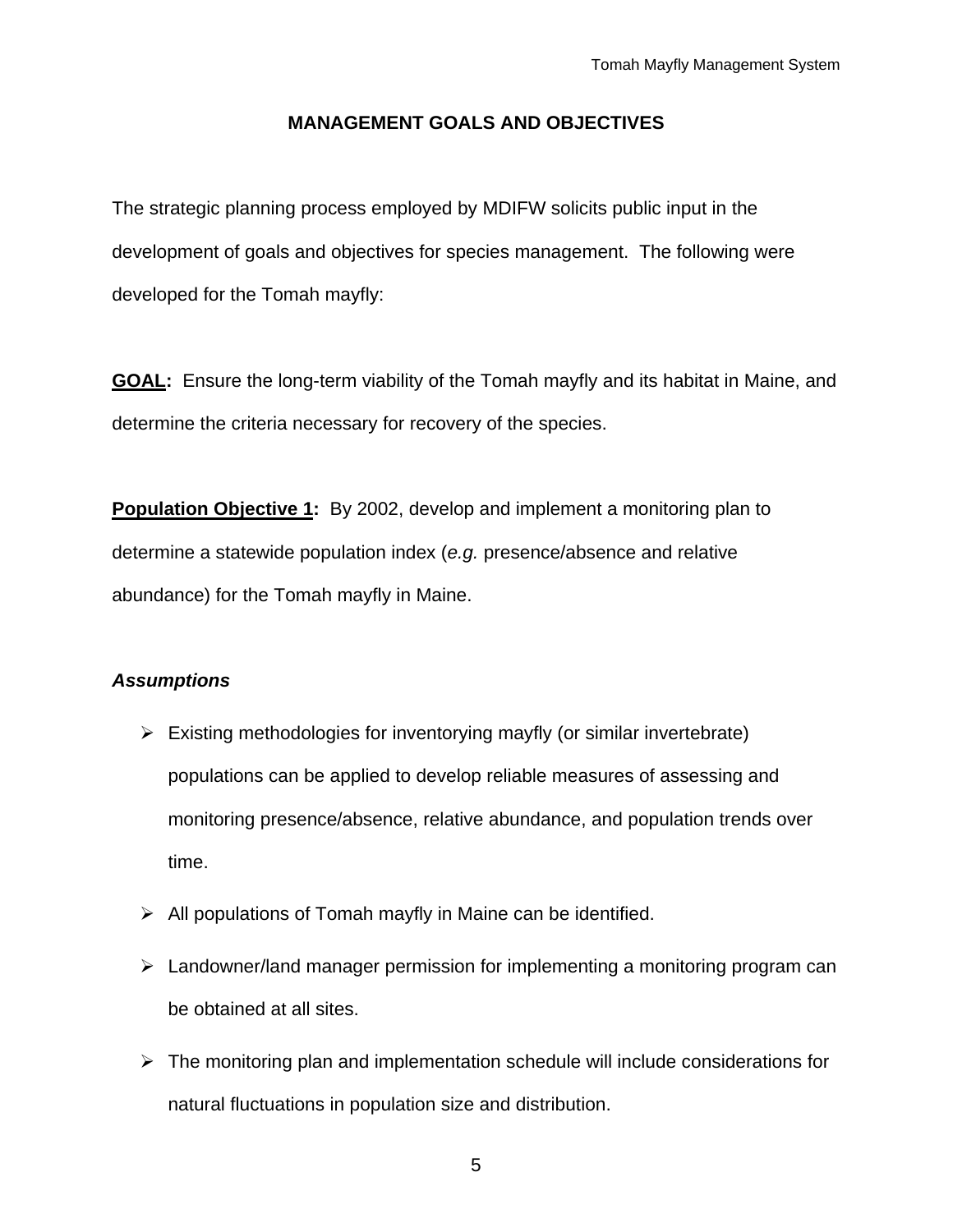## MANAGEMENT GOALS AND OBJECTIVES

The strategic planning process employed by MDIFW solicits public input in the development of goals and objectives for species management. The following were developed for the Tomah mayfly:

**<u>GOAL</u>:** Ensure the long-term viability of the Tomah mayfly and its habitat in Maine, and determine the criteria necessary for recovery of the species.

**<u>Population Objective 1</u>:** By 2002, develop and implement a monitoring plan to determine a statewide population index (*e.g.* presence/absence and relative abundance) for the Tomah mayfly in Maine.

***Assumptions***

- Existing methodologies for inventorying mayfly (or similar invertebrate) populations can be applied to develop reliable measures of assessing and monitoring presence/absence, relative abundance, and population trends over time.
- All populations of Tomah mayfly in Maine can be identified.
- Landowner/land manager permission for implementing a monitoring program can be obtained at all sites.
- The monitoring plan and implementation schedule will include considerations for natural fluctuations in population size and distribution.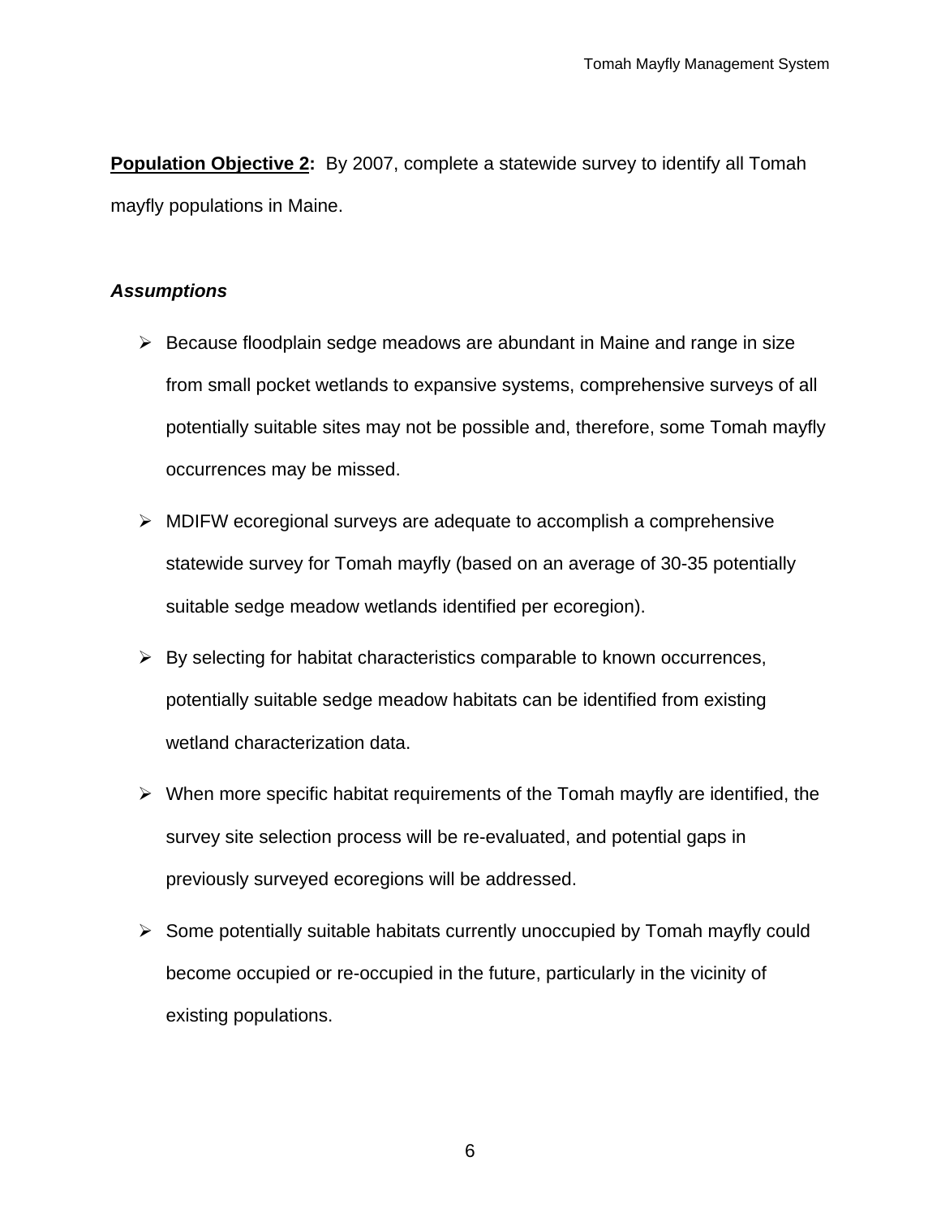**<u>Population Objective 2</u>:** By 2007, complete a statewide survey to identify all Tomah mayfly populations in Maine.

***Assumptions***

- Because floodplain sedge meadows are abundant in Maine and range in size from small pocket wetlands to expansive systems, comprehensive surveys of all potentially suitable sites may not be possible and, therefore, some Tomah mayfly occurrences may be missed.
- MDIFW ecoregional surveys are adequate to accomplish a comprehensive statewide survey for Tomah mayfly (based on an average of 30-35 potentially suitable sedge meadow wetlands identified per ecoregion).
- By selecting for habitat characteristics comparable to known occurrences, potentially suitable sedge meadow habitats can be identified from existing wetland characterization data.
- When more specific habitat requirements of the Tomah mayfly are identified, the survey site selection process will be re-evaluated, and potential gaps in previously surveyed ecoregions will be addressed.
- Some potentially suitable habitats currently unoccupied by Tomah mayfly could become occupied or re-occupied in the future, particularly in the vicinity of existing populations.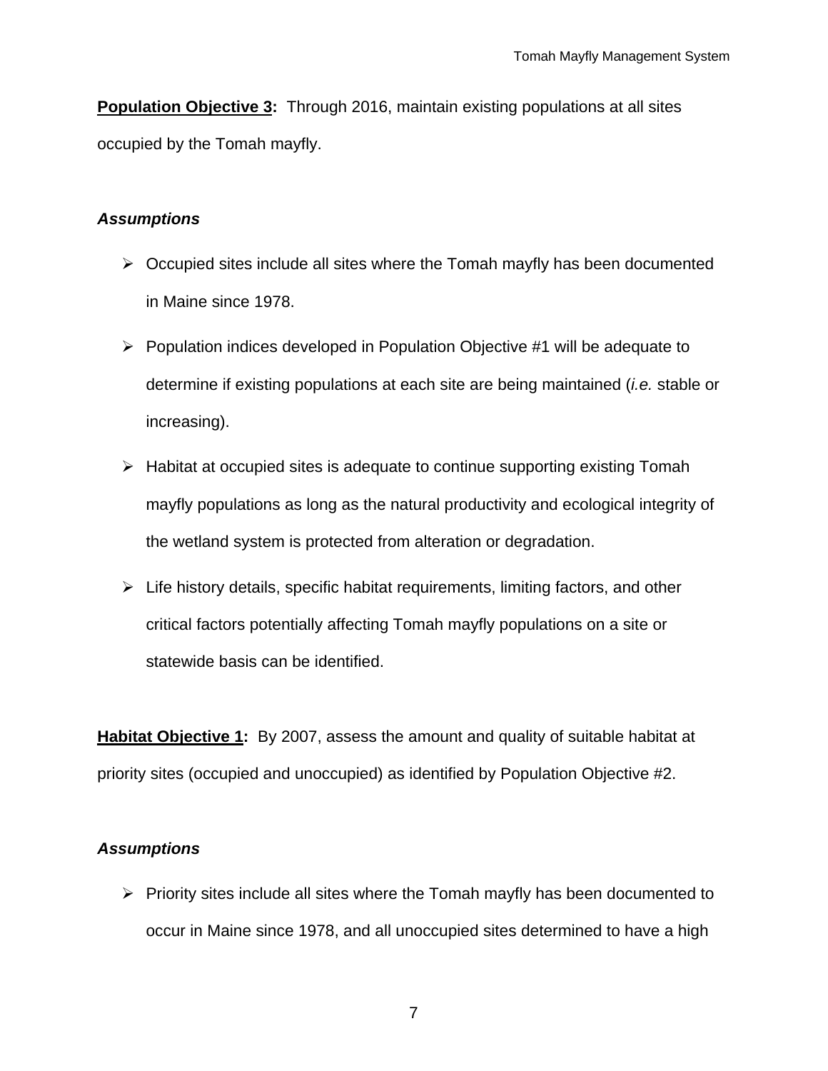**<u>Population Objective 3</u>:** Through 2016, maintain existing populations at all sites occupied by the Tomah mayfly.

***Assumptions***

- Occupied sites include all sites where the Tomah mayfly has been documented in Maine since 1978.
- Population indices developed in Population Objective #1 will be adequate to determine if existing populations at each site are being maintained (*i.e.* stable or increasing).
- Habitat at occupied sites is adequate to continue supporting existing Tomah mayfly populations as long as the natural productivity and ecological integrity of the wetland system is protected from alteration or degradation.
- Life history details, specific habitat requirements, limiting factors, and other critical factors potentially affecting Tomah mayfly populations on a site or statewide basis can be identified.

**<u>Habitat Objective 1</u>:** By 2007, assess the amount and quality of suitable habitat at priority sites (occupied and unoccupied) as identified by Population Objective #2.

***Assumptions***

- Priority sites include all sites where the Tomah mayfly has been documented to occur in Maine since 1978, and all unoccupied sites determined to have a high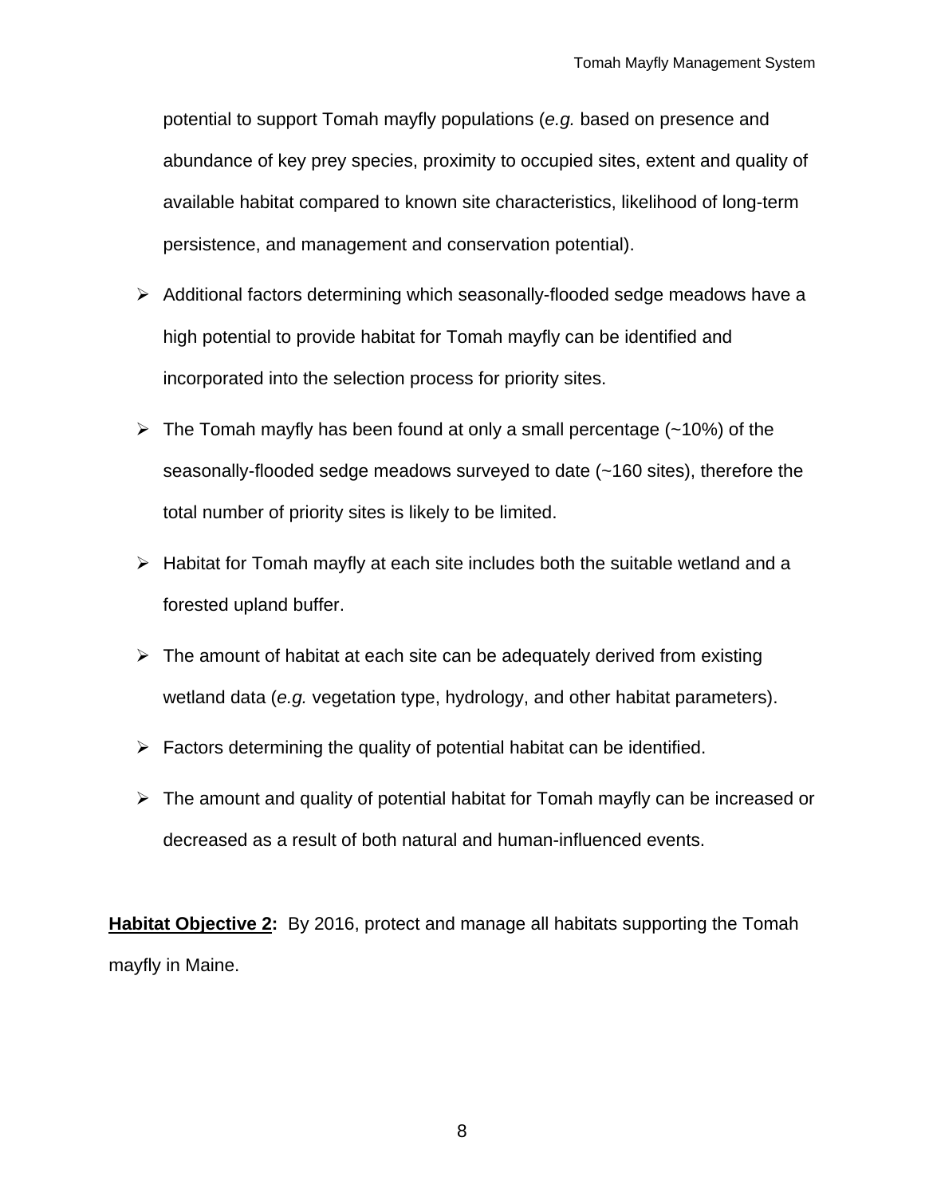potential to support Tomah mayfly populations (*e.g.* based on presence and abundance of key prey species, proximity to occupied sites, extent and quality of available habitat compared to known site characteristics, likelihood of long-term persistence, and management and conservation potential).

- Additional factors determining which seasonally-flooded sedge meadows have a high potential to provide habitat for Tomah mayfly can be identified and incorporated into the selection process for priority sites.
- The Tomah mayfly has been found at only a small percentage (~10%) of the seasonally-flooded sedge meadows surveyed to date (~160 sites), therefore the total number of priority sites is likely to be limited.
- Habitat for Tomah mayfly at each site includes both the suitable wetland and a forested upland buffer.
- The amount of habitat at each site can be adequately derived from existing wetland data (*e.g.* vegetation type, hydrology, and other habitat parameters).
- Factors determining the quality of potential habitat can be identified.
- The amount and quality of potential habitat for Tomah mayfly can be increased or decreased as a result of both natural and human-influenced events.

**<u>Habitat Objective 2</u>:** By 2016, protect and manage all habitats supporting the Tomah mayfly in Maine.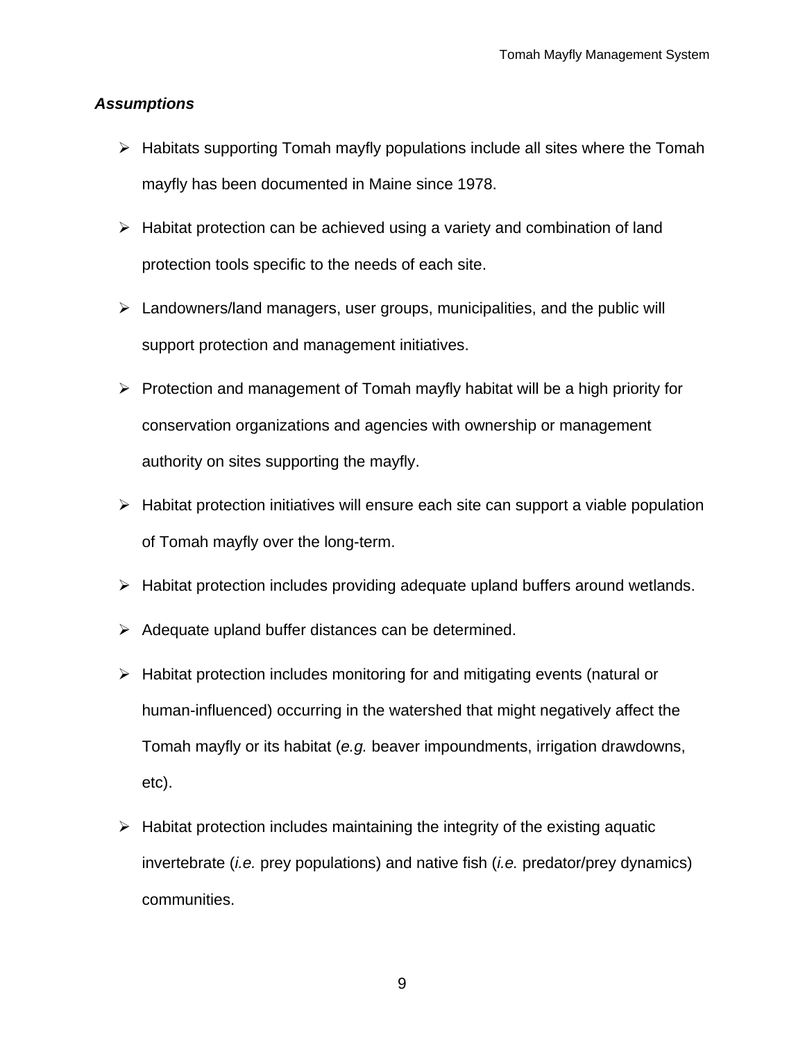***Assumptions***

- Habitats supporting Tomah mayfly populations include all sites where the Tomah mayfly has been documented in Maine since 1978.
- Habitat protection can be achieved using a variety and combination of land protection tools specific to the needs of each site.
- Landowners/land managers, user groups, municipalities, and the public will support protection and management initiatives.
- Protection and management of Tomah mayfly habitat will be a high priority for conservation organizations and agencies with ownership or management authority on sites supporting the mayfly.
- Habitat protection initiatives will ensure each site can support a viable population of Tomah mayfly over the long-term.
- Habitat protection includes providing adequate upland buffers around wetlands.
- Adequate upland buffer distances can be determined.
- Habitat protection includes monitoring for and mitigating events (natural or human-influenced) occurring in the watershed that might negatively affect the Tomah mayfly or its habitat (*e.g.* beaver impoundments, irrigation drawdowns, etc).
- Habitat protection includes maintaining the integrity of the existing aquatic invertebrate (*i.e.* prey populations) and native fish (*i.e.* predator/prey dynamics) communities.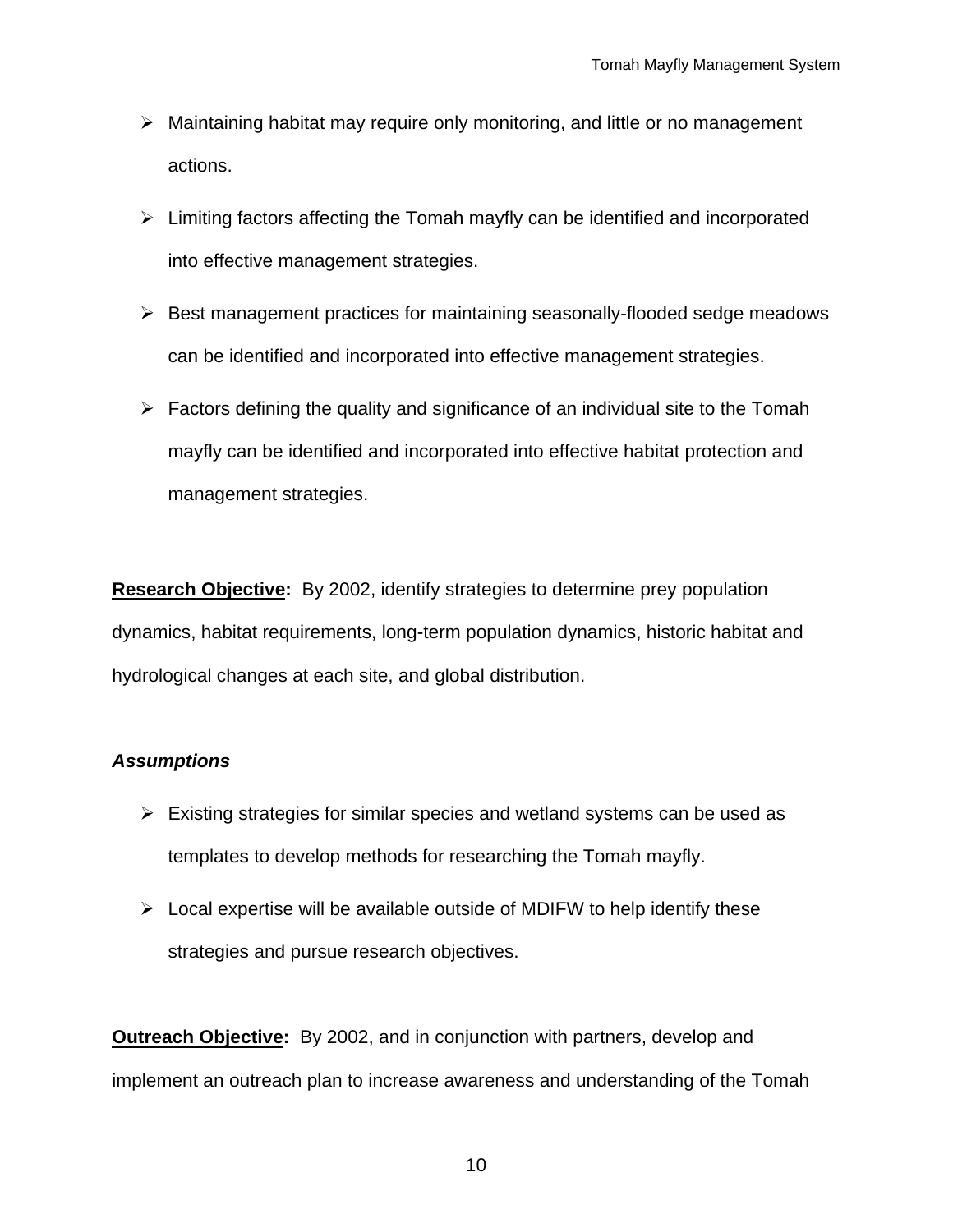- Maintaining habitat may require only monitoring, and little or no management actions.
- Limiting factors affecting the Tomah mayfly can be identified and incorporated into effective management strategies.
- Best management practices for maintaining seasonally-flooded sedge meadows can be identified and incorporated into effective management strategies.
- Factors defining the quality and significance of an individual site to the Tomah mayfly can be identified and incorporated into effective habitat protection and management strategies.

**Research Objective:** By 2002, identify strategies to determine prey population dynamics, habitat requirements, long-term population dynamics, historic habitat and hydrological changes at each site, and global distribution.

***Assumptions***

- Existing strategies for similar species and wetland systems can be used as templates to develop methods for researching the Tomah mayfly.
- Local expertise will be available outside of MDIFW to help identify these strategies and pursue research objectives.

**Outreach Objective:** By 2002, and in conjunction with partners, develop and implement an outreach plan to increase awareness and understanding of the Tomah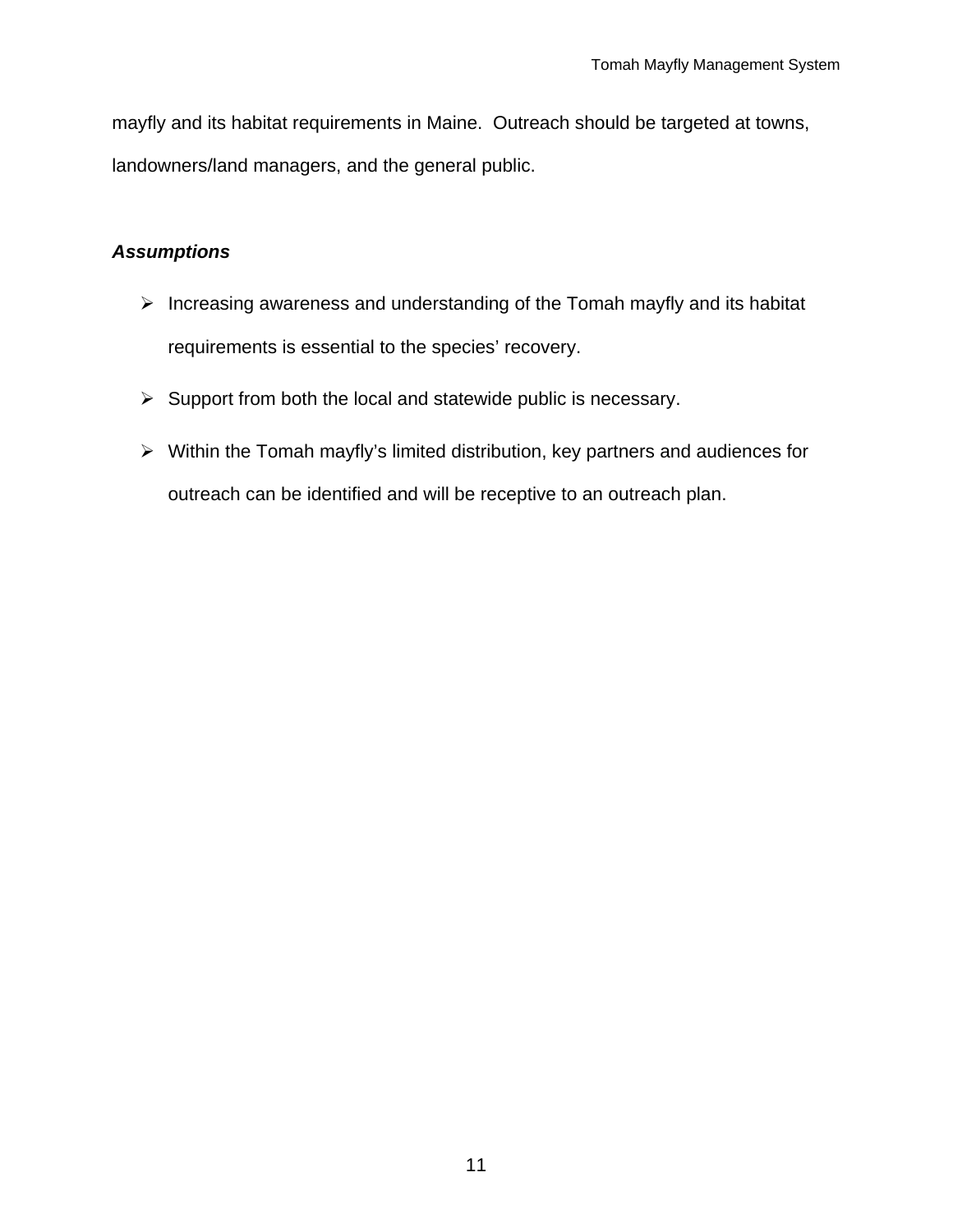mayfly and its habitat requirements in Maine.  Outreach should be targeted at towns, landowners/land managers, and the general public.

***Assumptions***

- Increasing awareness and understanding of the Tomah mayfly and its habitat requirements is essential to the species' recovery.
- Support from both the local and statewide public is necessary.
- Within the Tomah mayfly's limited distribution, key partners and audiences for outreach can be identified and will be receptive to an outreach plan.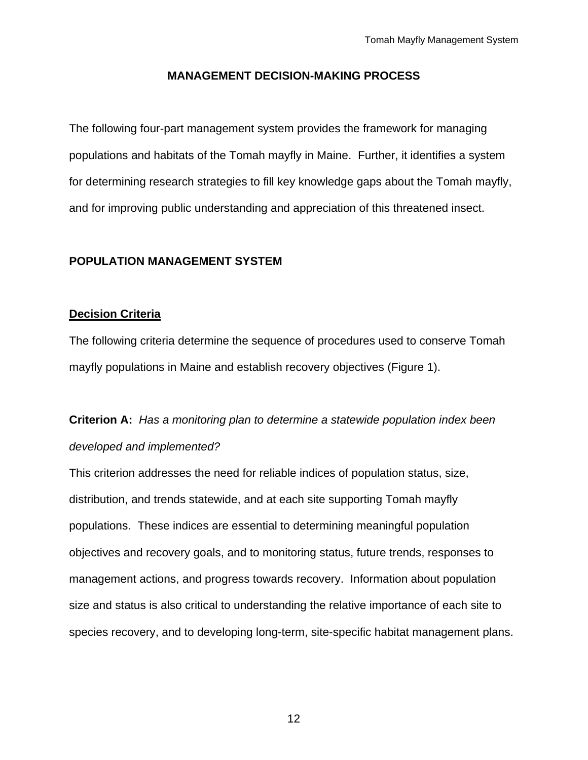## MANAGEMENT DECISION-MAKING PROCESS

The following four-part management system provides the framework for managing populations and habitats of the Tomah mayfly in Maine. Further, it identifies a system for determining research strategies to fill key knowledge gaps about the Tomah mayfly, and for improving public understanding and appreciation of this threatened insect.

### POPULATION MANAGEMENT SYSTEM

#### Decision Criteria

The following criteria determine the sequence of procedures used to conserve Tomah mayfly populations in Maine and establish recovery objectives (Figure 1).

**Criterion A:** *Has a monitoring plan to determine a statewide population index been developed and implemented?*

This criterion addresses the need for reliable indices of population status, size, distribution, and trends statewide, and at each site supporting Tomah mayfly populations. These indices are essential to determining meaningful population objectives and recovery goals, and to monitoring status, future trends, responses to management actions, and progress towards recovery. Information about population size and status is also critical to understanding the relative importance of each site to species recovery, and to developing long-term, site-specific habitat management plans.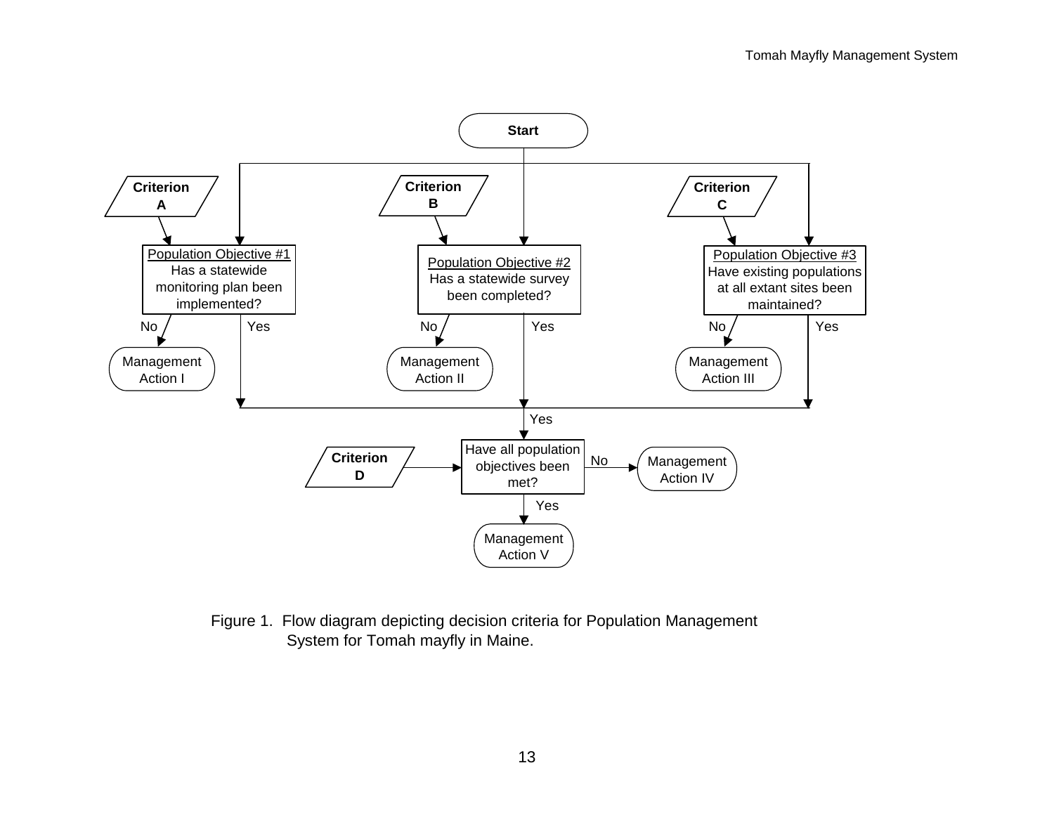Start

**Criterion A**

**Criterion B**

**Criterion C**

Population Objective #1
Has a statewide monitoring plan been implemented?

No → Management Action I
Yes

Population Objective #2
Has a statewide survey been completed?

No → Management Action II
Yes

Population Objective #3
Have existing populations at all extant sites been maintained?

No → Management Action III
Yes

Yes

**Criterion D**

Have all population objectives been met?

No → Management Action IV

Yes → Management Action V

Figure 1. Flow diagram depicting decision criteria for Population Management System for Tomah mayfly in Maine.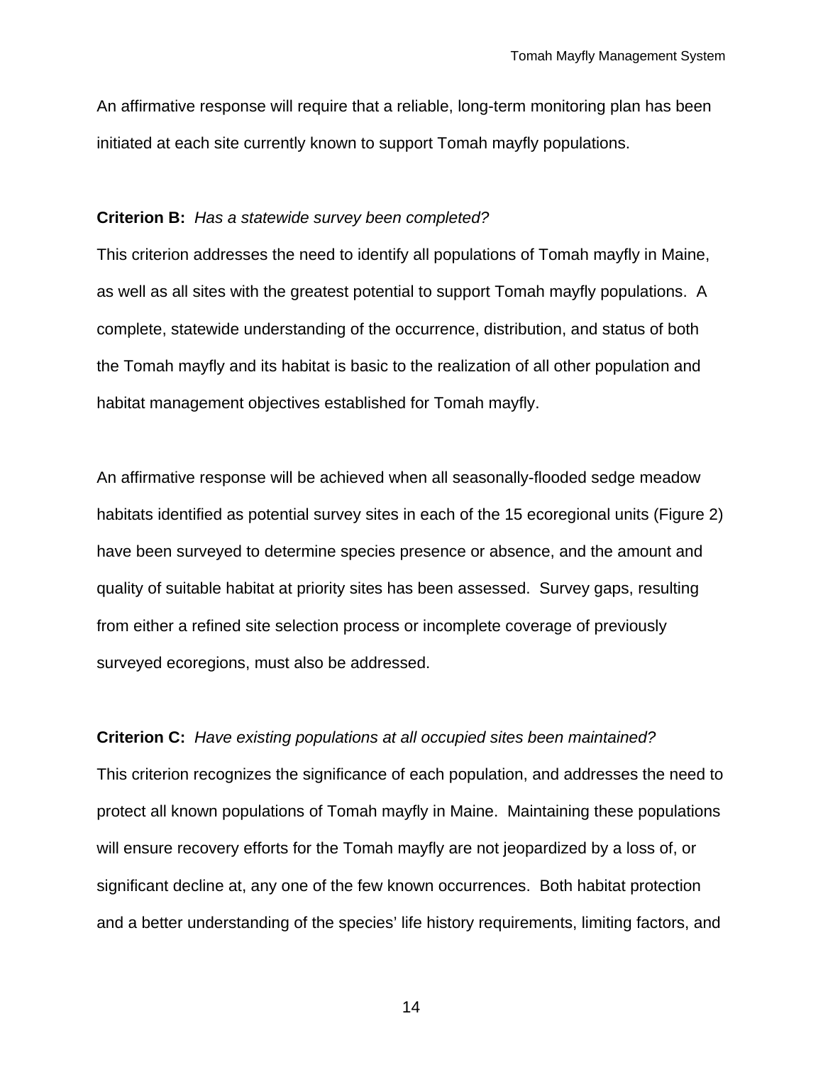An affirmative response will require that a reliable, long-term monitoring plan has been initiated at each site currently known to support Tomah mayfly populations.

**Criterion B:** *Has a statewide survey been completed?*

This criterion addresses the need to identify all populations of Tomah mayfly in Maine, as well as all sites with the greatest potential to support Tomah mayfly populations. A complete, statewide understanding of the occurrence, distribution, and status of both the Tomah mayfly and its habitat is basic to the realization of all other population and habitat management objectives established for Tomah mayfly.

An affirmative response will be achieved when all seasonally-flooded sedge meadow habitats identified as potential survey sites in each of the 15 ecoregional units (Figure 2) have been surveyed to determine species presence or absence, and the amount and quality of suitable habitat at priority sites has been assessed. Survey gaps, resulting from either a refined site selection process or incomplete coverage of previously surveyed ecoregions, must also be addressed.

**Criterion C:** *Have existing populations at all occupied sites been maintained?*

This criterion recognizes the significance of each population, and addresses the need to protect all known populations of Tomah mayfly in Maine. Maintaining these populations will ensure recovery efforts for the Tomah mayfly are not jeopardized by a loss of, or significant decline at, any one of the few known occurrences. Both habitat protection and a better understanding of the species' life history requirements, limiting factors, and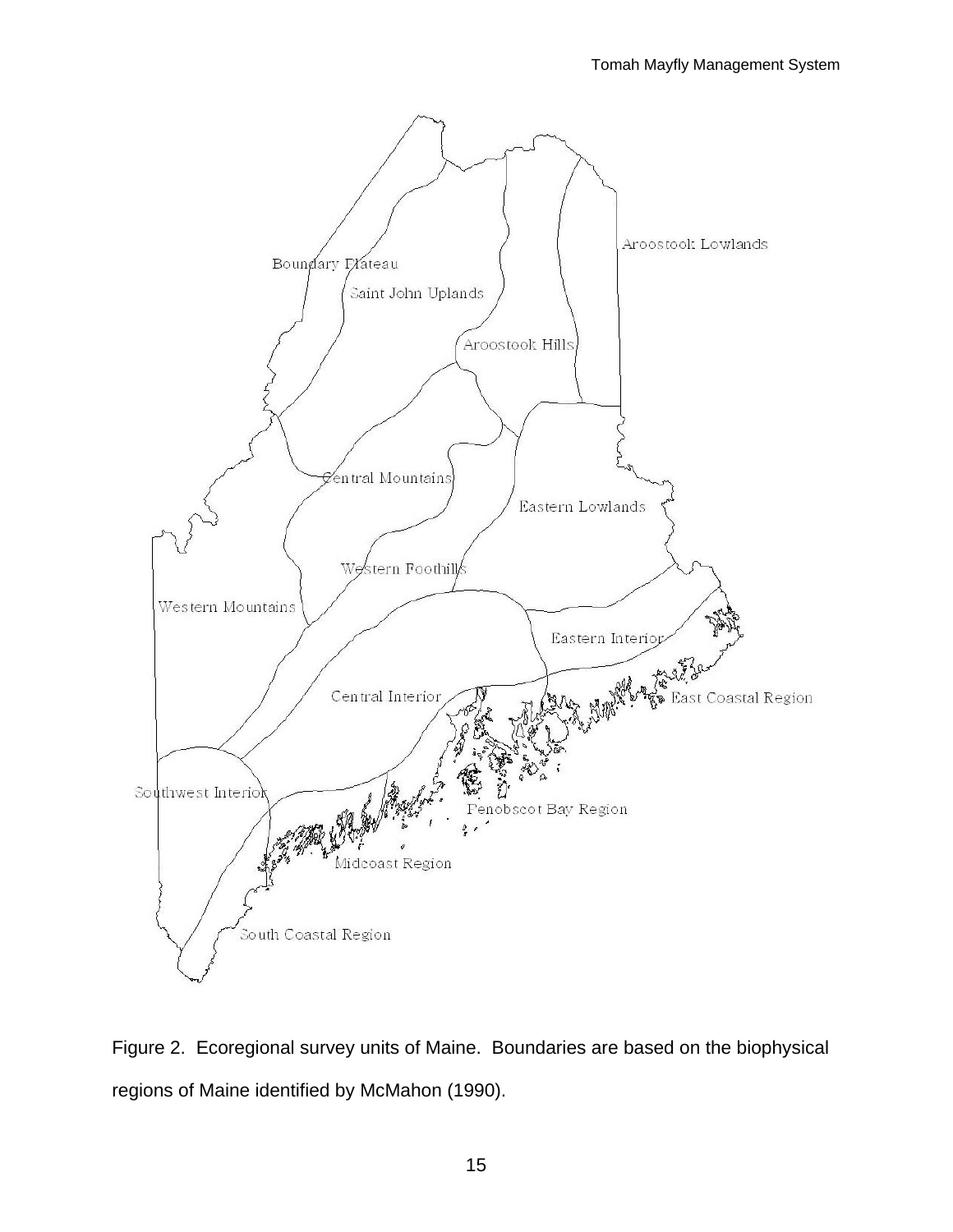Figure 2. Ecoregional survey units of Maine. Boundaries are based on the biophysical regions of Maine identified by McMahon (1990).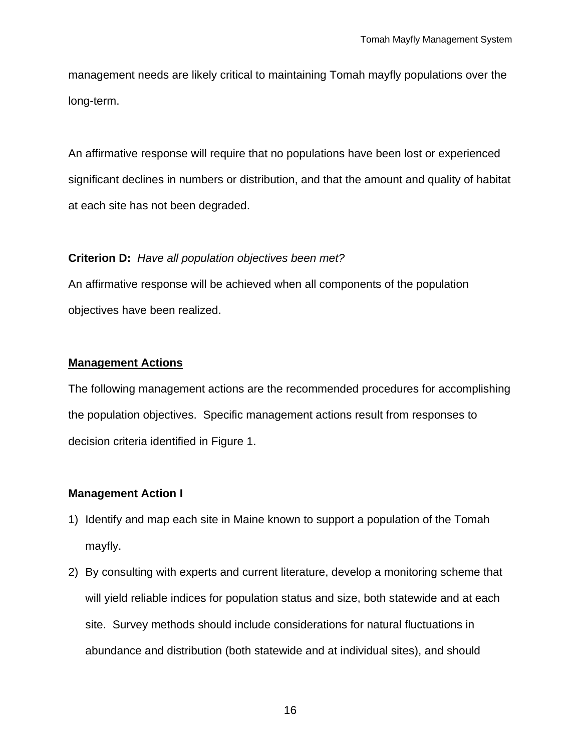management needs are likely critical to maintaining Tomah mayfly populations over the long-term.

An affirmative response will require that no populations have been lost or experienced significant declines in numbers or distribution, and that the amount and quality of habitat at each site has not been degraded.

**Criterion D:** *Have all population objectives been met?*

An affirmative response will be achieved when all components of the population objectives have been realized.

## Management Actions

The following management actions are the recommended procedures for accomplishing the population objectives. Specific management actions result from responses to decision criteria identified in Figure 1.

### Management Action I

1) Identify and map each site in Maine known to support a population of the Tomah mayfly.
2) By consulting with experts and current literature, develop a monitoring scheme that will yield reliable indices for population status and size, both statewide and at each site. Survey methods should include considerations for natural fluctuations in abundance and distribution (both statewide and at individual sites), and should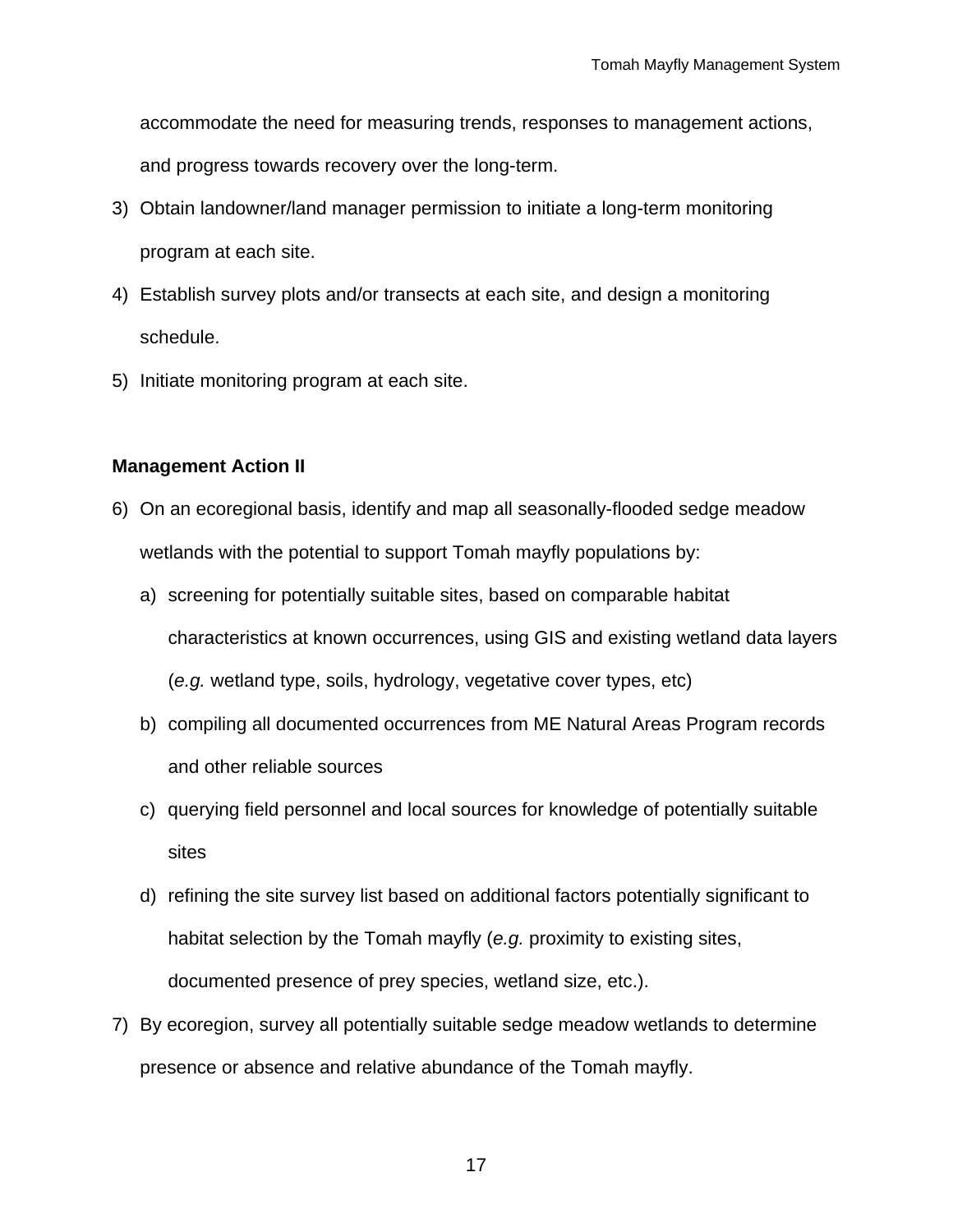accommodate the need for measuring trends, responses to management actions, and progress towards recovery over the long-term.

3) Obtain landowner/land manager permission to initiate a long-term monitoring program at each site.
4) Establish survey plots and/or transects at each site, and design a monitoring schedule.
5) Initiate monitoring program at each site.

**Management Action II**

6) On an ecoregional basis, identify and map all seasonally-flooded sedge meadow wetlands with the potential to support Tomah mayfly populations by:
   a) screening for potentially suitable sites, based on comparable habitat characteristics at known occurrences, using GIS and existing wetland data layers (*e.g.* wetland type, soils, hydrology, vegetative cover types, etc)
   b) compiling all documented occurrences from ME Natural Areas Program records and other reliable sources
   c) querying field personnel and local sources for knowledge of potentially suitable sites
   d) refining the site survey list based on additional factors potentially significant to habitat selection by the Tomah mayfly (*e.g.* proximity to existing sites, documented presence of prey species, wetland size, etc.).
7) By ecoregion, survey all potentially suitable sedge meadow wetlands to determine presence or absence and relative abundance of the Tomah mayfly.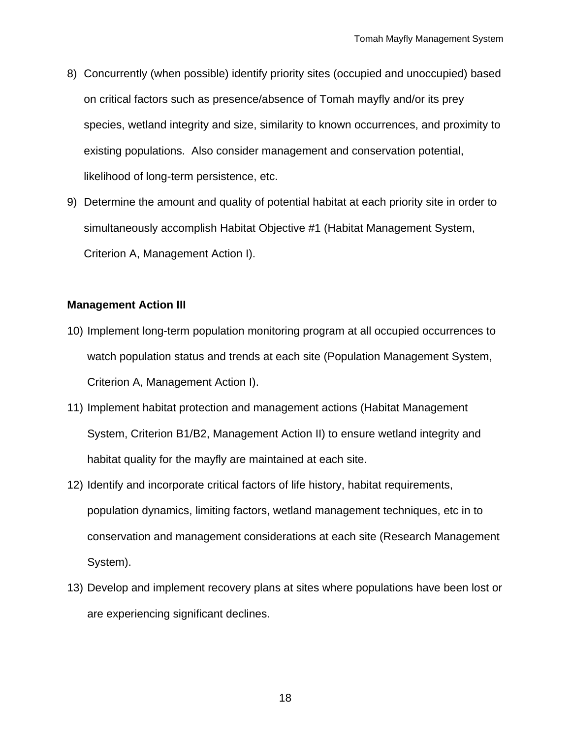8) Concurrently (when possible) identify priority sites (occupied and unoccupied) based on critical factors such as presence/absence of Tomah mayfly and/or its prey species, wetland integrity and size, similarity to known occurrences, and proximity to existing populations. Also consider management and conservation potential, likelihood of long-term persistence, etc.
9) Determine the amount and quality of potential habitat at each priority site in order to simultaneously accomplish Habitat Objective #1 (Habitat Management System, Criterion A, Management Action I).

**Management Action III**

10) Implement long-term population monitoring program at all occupied occurrences to watch population status and trends at each site (Population Management System, Criterion A, Management Action I).
11) Implement habitat protection and management actions (Habitat Management System, Criterion B1/B2, Management Action II) to ensure wetland integrity and habitat quality for the mayfly are maintained at each site.
12) Identify and incorporate critical factors of life history, habitat requirements, population dynamics, limiting factors, wetland management techniques, etc in to conservation and management considerations at each site (Research Management System).
13) Develop and implement recovery plans at sites where populations have been lost or are experiencing significant declines.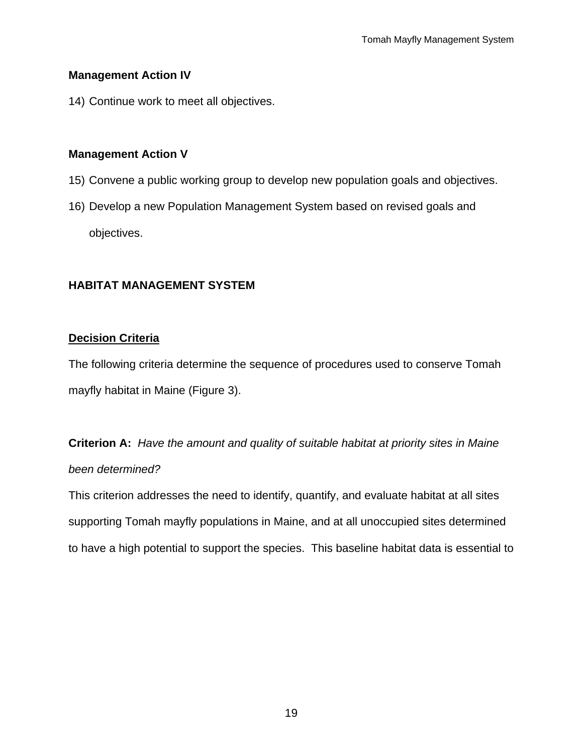**Management Action IV**

14) Continue work to meet all objectives.

**Management Action V**

15) Convene a public working group to develop new population goals and objectives.
16) Develop a new Population Management System based on revised goals and objectives.

## HABITAT MANAGEMENT SYSTEM

### Decision Criteria

The following criteria determine the sequence of procedures used to conserve Tomah mayfly habitat in Maine (Figure 3).

**Criterion A:** *Have the amount and quality of suitable habitat at priority sites in Maine been determined?*

This criterion addresses the need to identify, quantify, and evaluate habitat at all sites supporting Tomah mayfly populations in Maine, and at all unoccupied sites determined to have a high potential to support the species. This baseline habitat data is essential to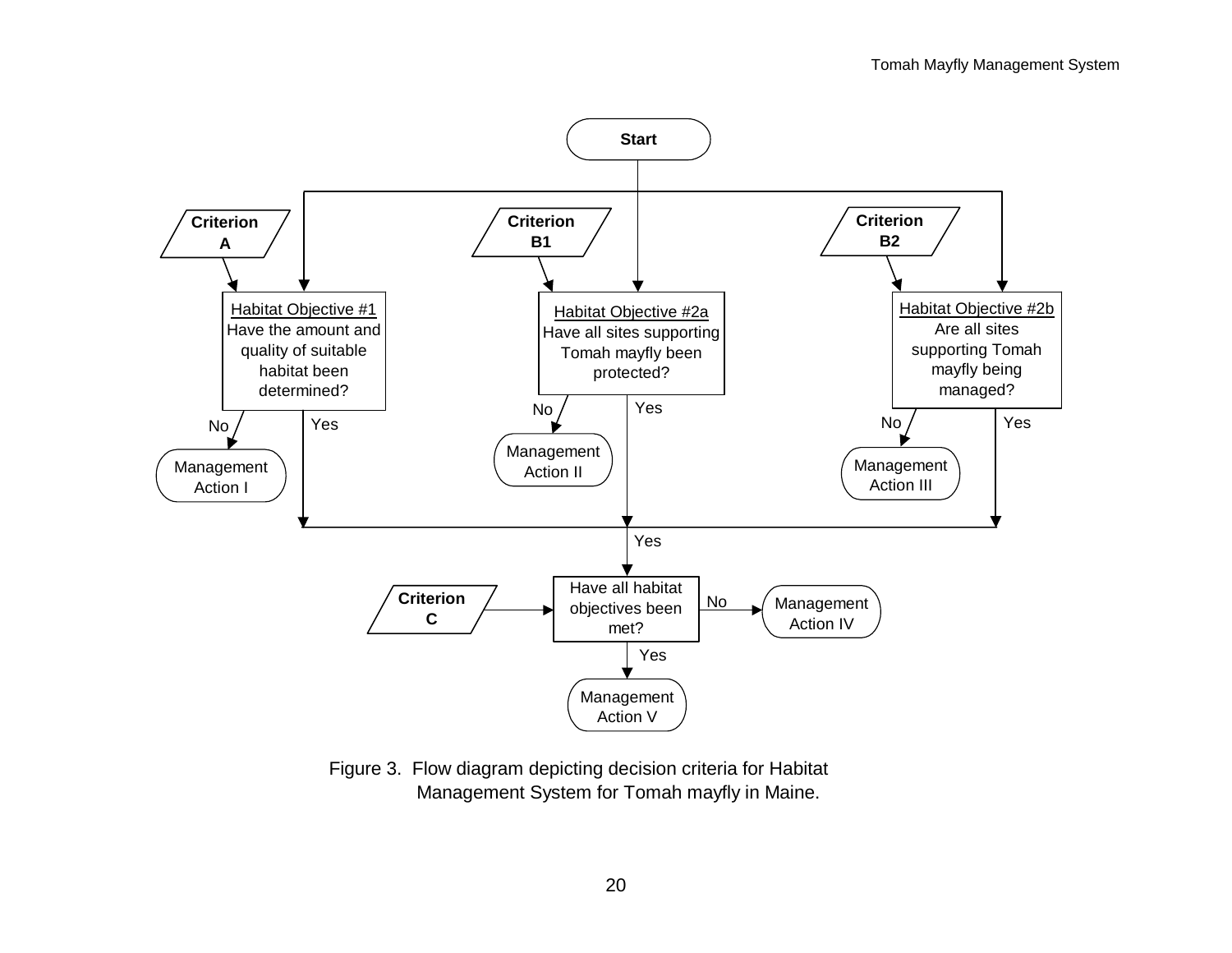Start

Criterion A

Habitat Objective #1
Have the amount and quality of suitable habitat been determined?

No → Management Action I

Yes

Criterion B1

Habitat Objective #2a
Have all sites supporting Tomah mayfly been protected?

No → Management Action II

Yes

Criterion B2

Habitat Objective #2b
Are all sites supporting Tomah mayfly being managed?

No → Management Action III

Yes

Yes

Criterion C

Have all habitat objectives been met?

No → Management Action IV

Yes → Management Action V

Figure 3. Flow diagram depicting decision criteria for Habitat Management System for Tomah mayfly in Maine.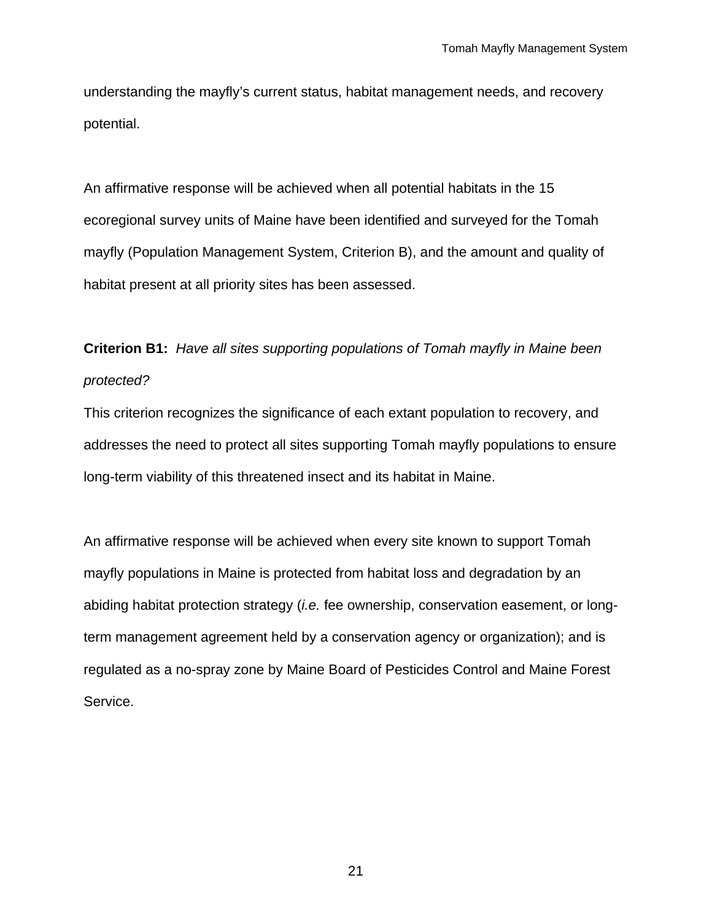understanding the mayfly's current status, habitat management needs, and recovery potential.

An affirmative response will be achieved when all potential habitats in the 15 ecoregional survey units of Maine have been identified and surveyed for the Tomah mayfly (Population Management System, Criterion B), and the amount and quality of habitat present at all priority sites has been assessed.

**Criterion B1:** *Have all sites supporting populations of Tomah mayfly in Maine been protected?*

This criterion recognizes the significance of each extant population to recovery, and addresses the need to protect all sites supporting Tomah mayfly populations to ensure long-term viability of this threatened insect and its habitat in Maine.

An affirmative response will be achieved when every site known to support Tomah mayfly populations in Maine is protected from habitat loss and degradation by an abiding habitat protection strategy (*i.e.* fee ownership, conservation easement, or long-term management agreement held by a conservation agency or organization); and is regulated as a no-spray zone by Maine Board of Pesticides Control and Maine Forest Service.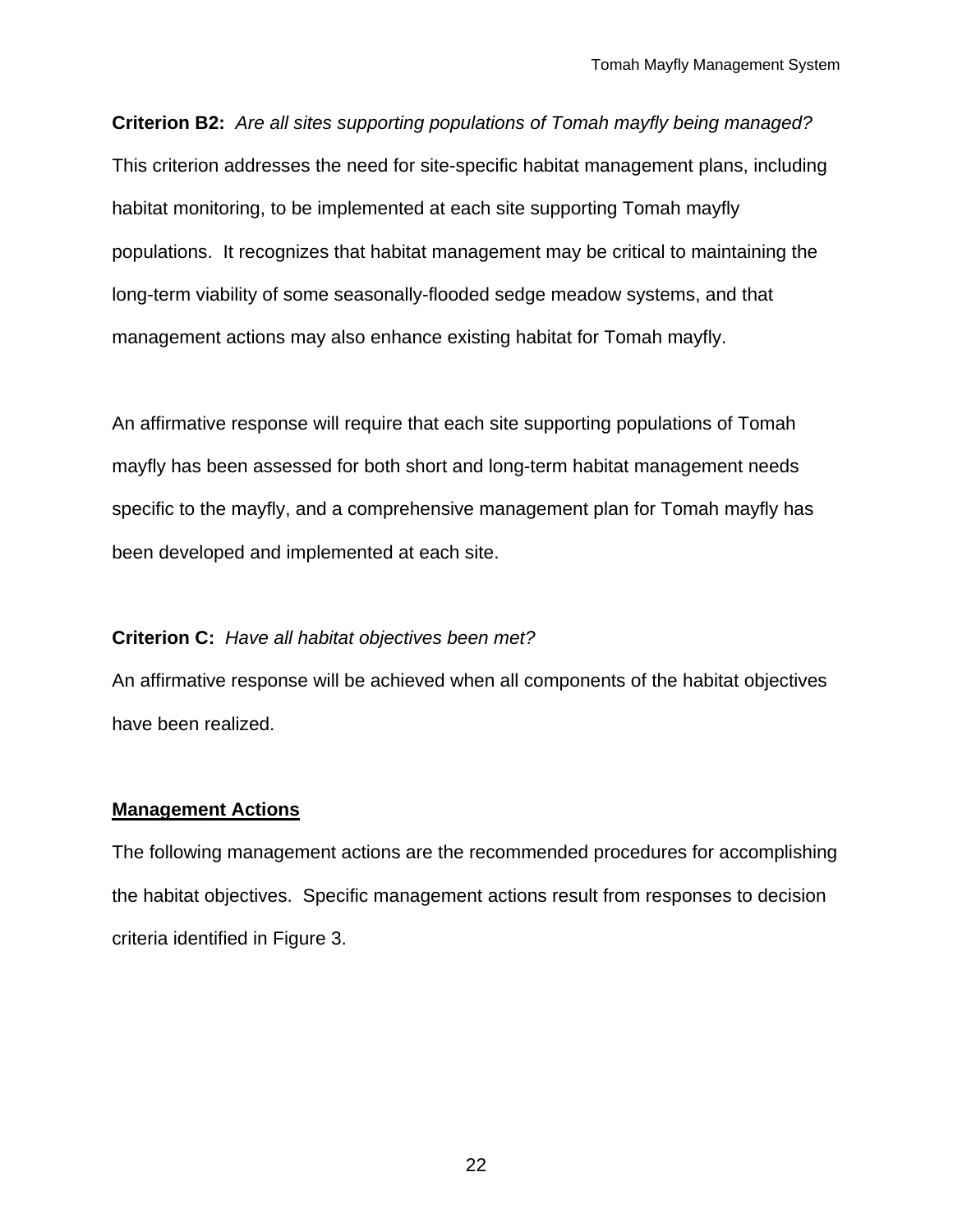**Criterion B2:** *Are all sites supporting populations of Tomah mayfly being managed?*
This criterion addresses the need for site-specific habitat management plans, including habitat monitoring, to be implemented at each site supporting Tomah mayfly populations. It recognizes that habitat management may be critical to maintaining the long-term viability of some seasonally-flooded sedge meadow systems, and that management actions may also enhance existing habitat for Tomah mayfly.

An affirmative response will require that each site supporting populations of Tomah mayfly has been assessed for both short and long-term habitat management needs specific to the mayfly, and a comprehensive management plan for Tomah mayfly has been developed and implemented at each site.

**Criterion C:** *Have all habitat objectives been met?*
An affirmative response will be achieved when all components of the habitat objectives have been realized.

## Management Actions

The following management actions are the recommended procedures for accomplishing the habitat objectives. Specific management actions result from responses to decision criteria identified in Figure 3.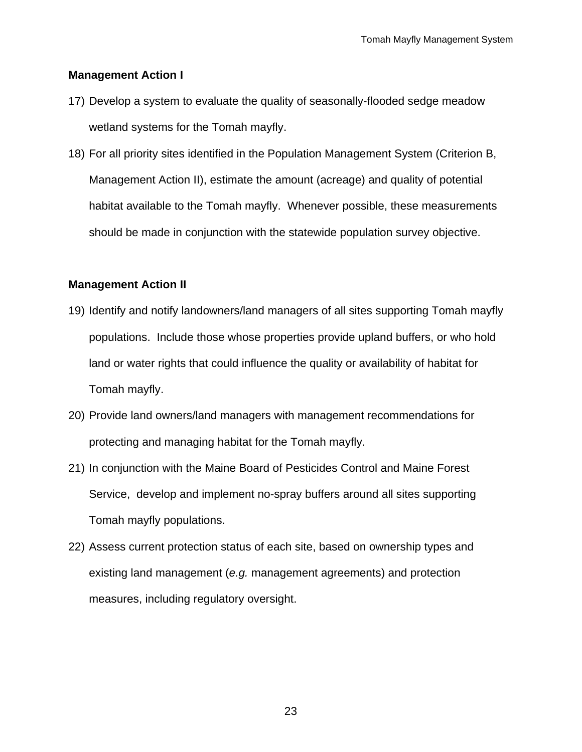**Management Action I**

17) Develop a system to evaluate the quality of seasonally-flooded sedge meadow wetland systems for the Tomah mayfly.
18) For all priority sites identified in the Population Management System (Criterion B, Management Action II), estimate the amount (acreage) and quality of potential habitat available to the Tomah mayfly. Whenever possible, these measurements should be made in conjunction with the statewide population survey objective.

**Management Action II**

19) Identify and notify landowners/land managers of all sites supporting Tomah mayfly populations. Include those whose properties provide upland buffers, or who hold land or water rights that could influence the quality or availability of habitat for Tomah mayfly.
20) Provide land owners/land managers with management recommendations for protecting and managing habitat for the Tomah mayfly.
21) In conjunction with the Maine Board of Pesticides Control and Maine Forest Service, develop and implement no-spray buffers around all sites supporting Tomah mayfly populations.
22) Assess current protection status of each site, based on ownership types and existing land management (*e.g.* management agreements) and protection measures, including regulatory oversight.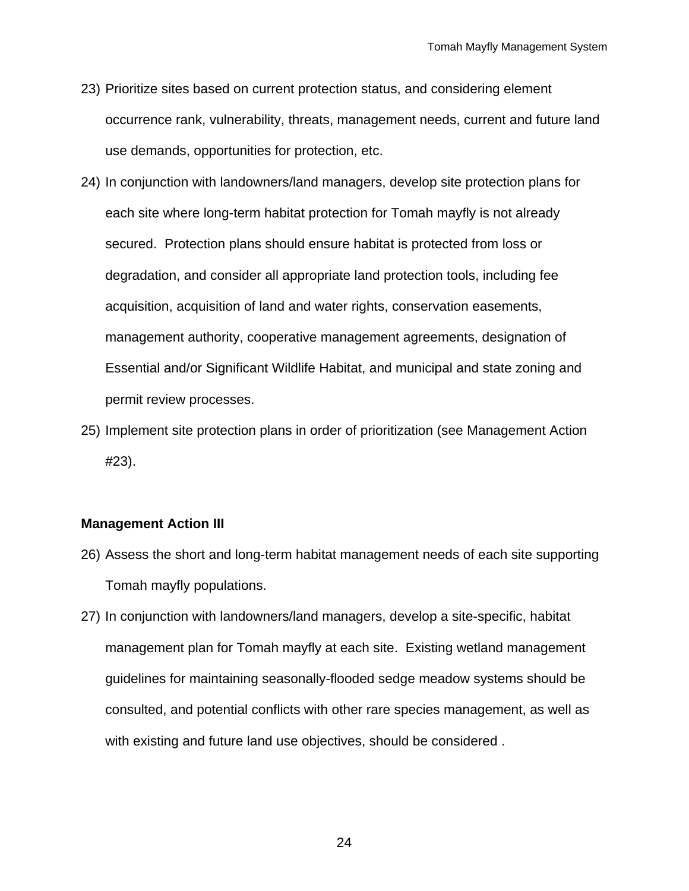23) Prioritize sites based on current protection status, and considering element occurrence rank, vulnerability, threats, management needs, current and future land use demands, opportunities for protection, etc.

24) In conjunction with landowners/land managers, develop site protection plans for each site where long-term habitat protection for Tomah mayfly is not already secured. Protection plans should ensure habitat is protected from loss or degradation, and consider all appropriate land protection tools, including fee acquisition, acquisition of land and water rights, conservation easements, management authority, cooperative management agreements, designation of Essential and/or Significant Wildlife Habitat, and municipal and state zoning and permit review processes.

25) Implement site protection plans in order of prioritization (see Management Action #23).

**Management Action III**

26) Assess the short and long-term habitat management needs of each site supporting Tomah mayfly populations.

27) In conjunction with landowners/land managers, develop a site-specific, habitat management plan for Tomah mayfly at each site. Existing wetland management guidelines for maintaining seasonally-flooded sedge meadow systems should be consulted, and potential conflicts with other rare species management, as well as with existing and future land use objectives, should be considered .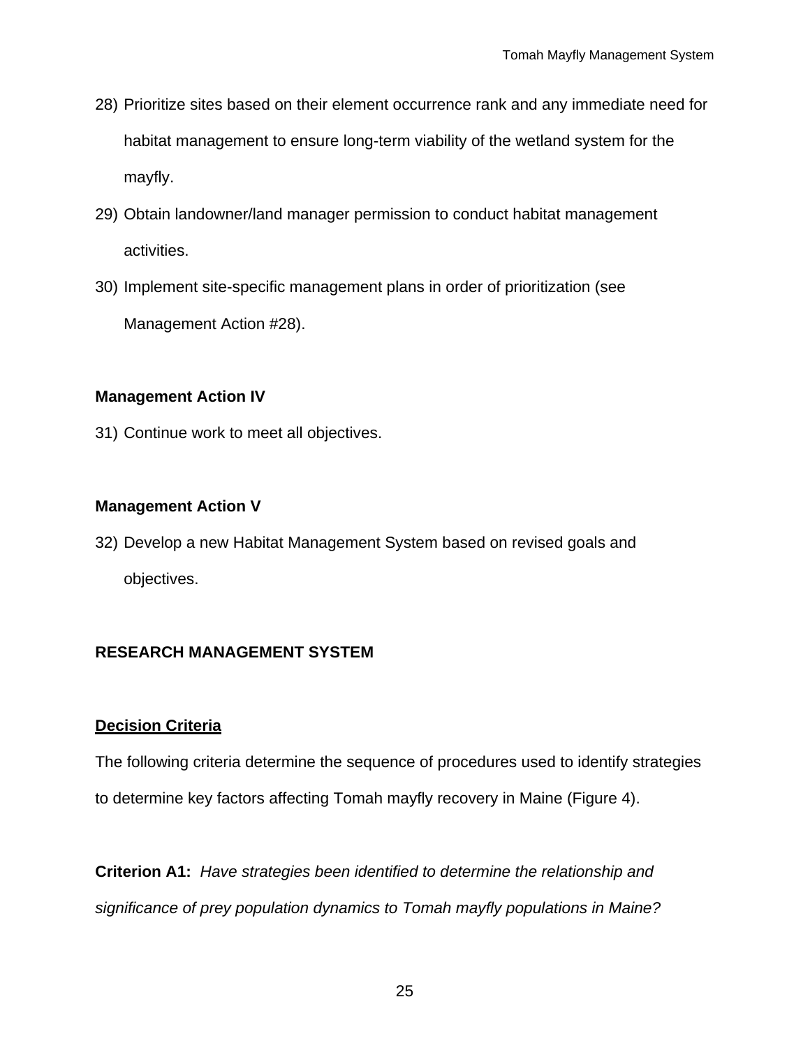28) Prioritize sites based on their element occurrence rank and any immediate need for habitat management to ensure long-term viability of the wetland system for the mayfly.
29) Obtain landowner/land manager permission to conduct habitat management activities.
30) Implement site-specific management plans in order of prioritization (see Management Action #28).

**Management Action IV**

31) Continue work to meet all objectives.

**Management Action V**

32) Develop a new Habitat Management System based on revised goals and objectives.

## RESEARCH MANAGEMENT SYSTEM

### Decision Criteria

The following criteria determine the sequence of procedures used to identify strategies to determine key factors affecting Tomah mayfly recovery in Maine (Figure 4).

**Criterion A1:** *Have strategies been identified to determine the relationship and significance of prey population dynamics to Tomah mayfly populations in Maine?*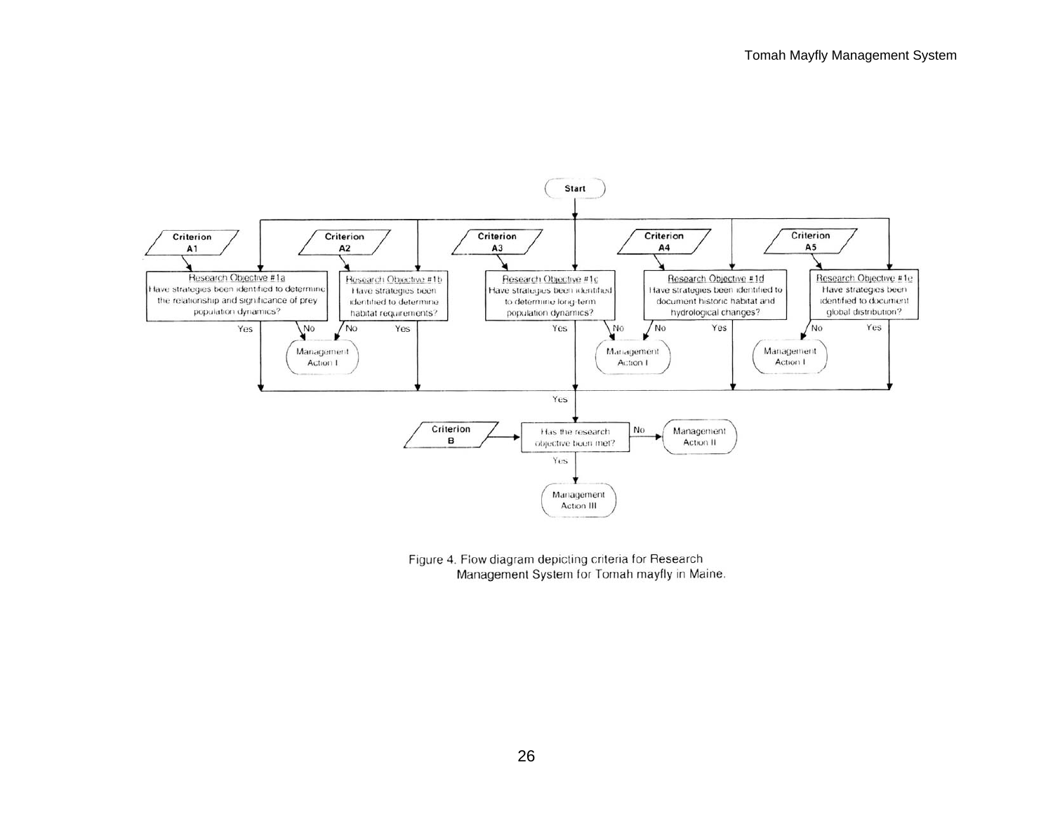Start

| Criterion | Research Objective |
| --- | --- |
| Criterion A1 | Research Objective #1a: Have strategies been identified to determine the relationship and significance of prey population dynamics? |
| Criterion A2 | Research Objective #1b: Have strategies been identified to determine habitat requirements? |
| Criterion A3 | Research Objective #1c: Have strategies been identified to determine long-term population dynamics? |
| Criterion A4 | Research Objective #1d: Have strategies been identified to document historic habitat and hydrological changes? |
| Criterion A5 | Research Objective #1e: Have strategies been identified to document global distribution? |

No → Management Action I

Yes → Criterion B: Has the research objective been met?

No → Management Action II

Yes → Management Action III

Figure 4. Flow diagram depicting criteria for Research Management System for Tomah mayfly in Maine.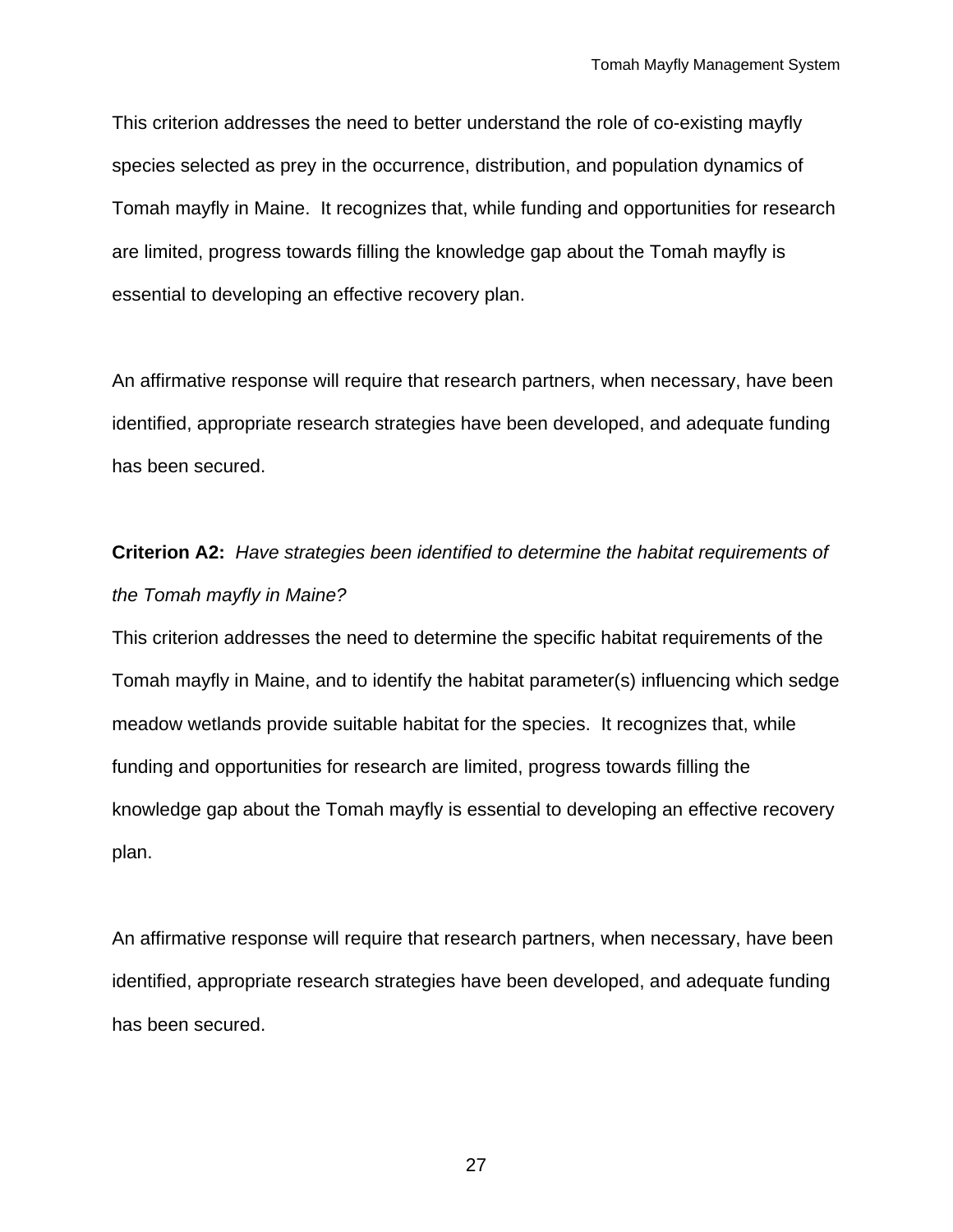This criterion addresses the need to better understand the role of co-existing mayfly species selected as prey in the occurrence, distribution, and population dynamics of Tomah mayfly in Maine. It recognizes that, while funding and opportunities for research are limited, progress towards filling the knowledge gap about the Tomah mayfly is essential to developing an effective recovery plan.

An affirmative response will require that research partners, when necessary, have been identified, appropriate research strategies have been developed, and adequate funding has been secured.

**Criterion A2:** *Have strategies been identified to determine the habitat requirements of the Tomah mayfly in Maine?*

This criterion addresses the need to determine the specific habitat requirements of the Tomah mayfly in Maine, and to identify the habitat parameter(s) influencing which sedge meadow wetlands provide suitable habitat for the species. It recognizes that, while funding and opportunities for research are limited, progress towards filling the knowledge gap about the Tomah mayfly is essential to developing an effective recovery plan.

An affirmative response will require that research partners, when necessary, have been identified, appropriate research strategies have been developed, and adequate funding has been secured.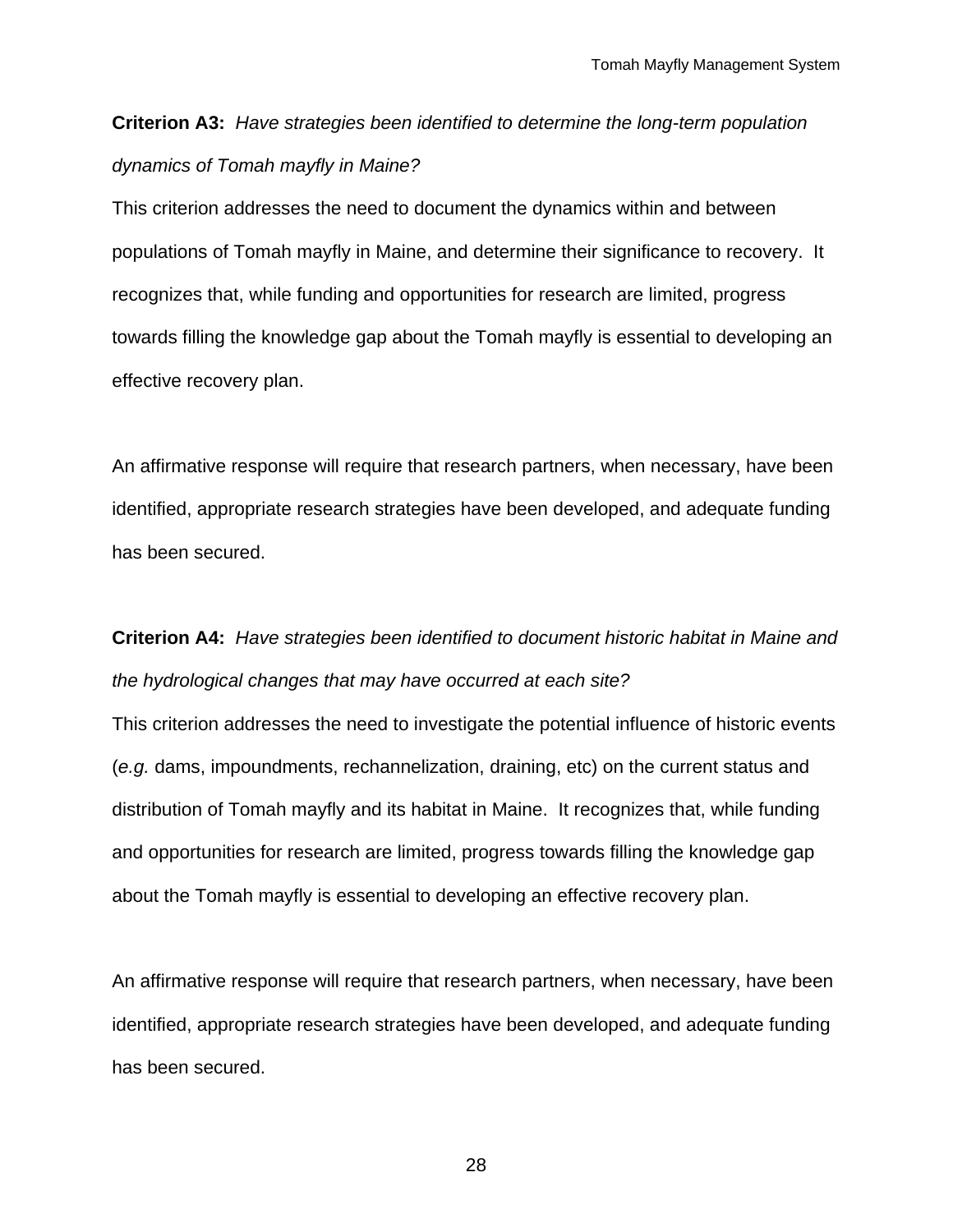**Criterion A3:** *Have strategies been identified to determine the long-term population dynamics of Tomah mayfly in Maine?*

This criterion addresses the need to document the dynamics within and between populations of Tomah mayfly in Maine, and determine their significance to recovery. It recognizes that, while funding and opportunities for research are limited, progress towards filling the knowledge gap about the Tomah mayfly is essential to developing an effective recovery plan.

An affirmative response will require that research partners, when necessary, have been identified, appropriate research strategies have been developed, and adequate funding has been secured.

**Criterion A4:** *Have strategies been identified to document historic habitat in Maine and the hydrological changes that may have occurred at each site?*

This criterion addresses the need to investigate the potential influence of historic events (*e.g.* dams, impoundments, rechannelization, draining, etc) on the current status and distribution of Tomah mayfly and its habitat in Maine. It recognizes that, while funding and opportunities for research are limited, progress towards filling the knowledge gap about the Tomah mayfly is essential to developing an effective recovery plan.

An affirmative response will require that research partners, when necessary, have been identified, appropriate research strategies have been developed, and adequate funding has been secured.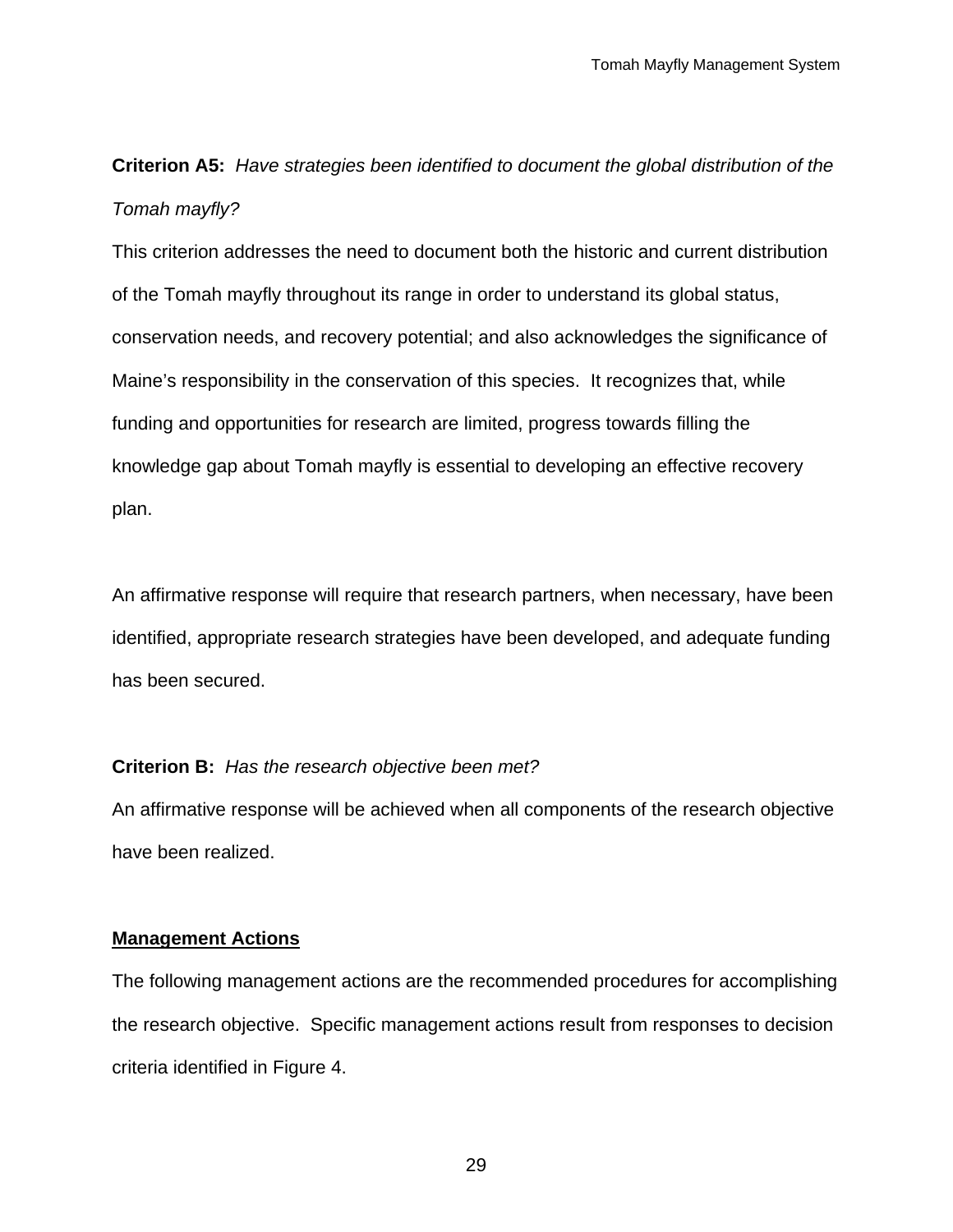**Criterion A5:** *Have strategies been identified to document the global distribution of the Tomah mayfly?*

This criterion addresses the need to document both the historic and current distribution of the Tomah mayfly throughout its range in order to understand its global status, conservation needs, and recovery potential; and also acknowledges the significance of Maine's responsibility in the conservation of this species. It recognizes that, while funding and opportunities for research are limited, progress towards filling the knowledge gap about Tomah mayfly is essential to developing an effective recovery plan.

An affirmative response will require that research partners, when necessary, have been identified, appropriate research strategies have been developed, and adequate funding has been secured.

**Criterion B:** *Has the research objective been met?*

An affirmative response will be achieved when all components of the research objective have been realized.

## Management Actions

The following management actions are the recommended procedures for accomplishing the research objective. Specific management actions result from responses to decision criteria identified in Figure 4.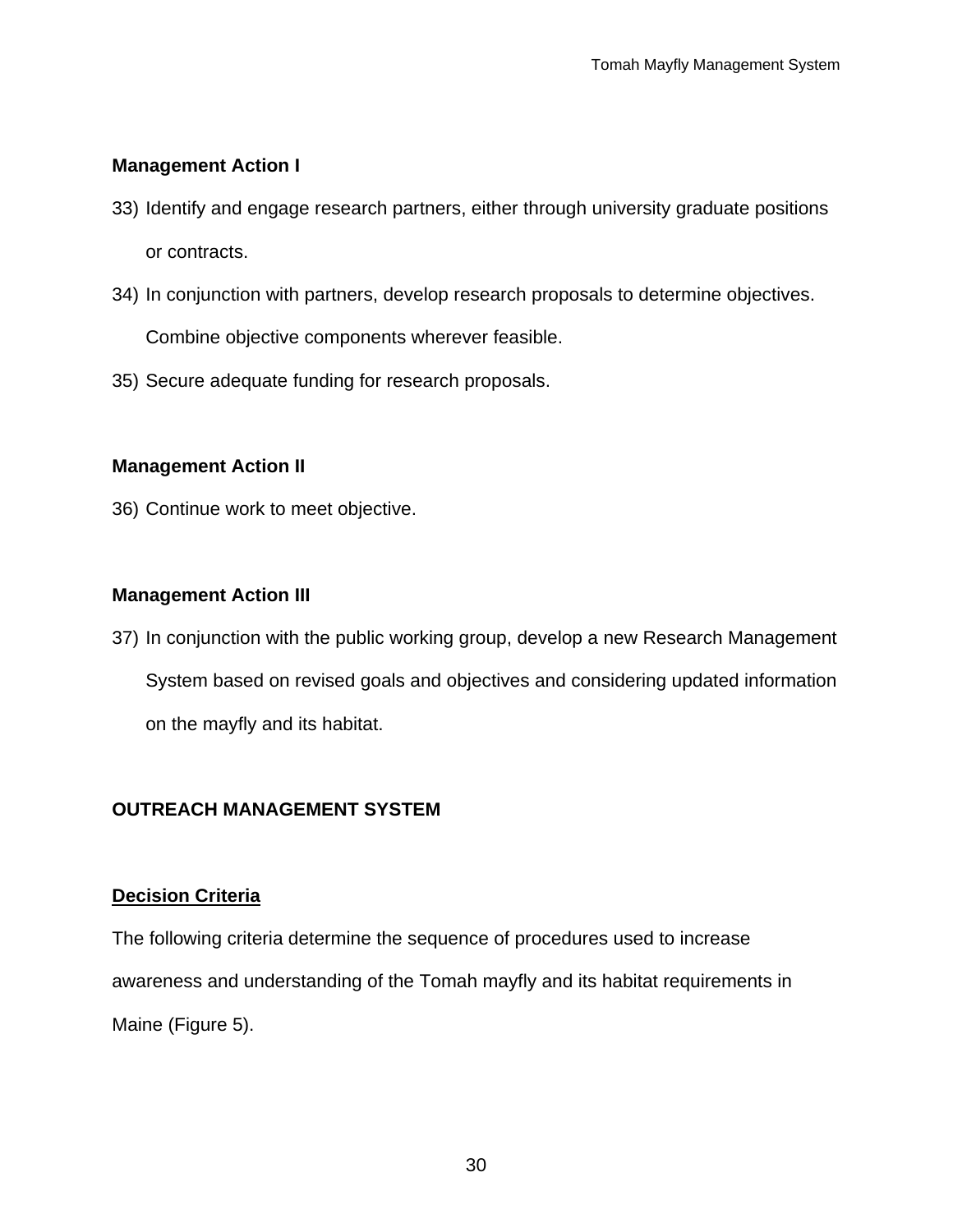**Management Action I**

33) Identify and engage research partners, either through university graduate positions or contracts.
34) In conjunction with partners, develop research proposals to determine objectives. Combine objective components wherever feasible.
35) Secure adequate funding for research proposals.

**Management Action II**

36) Continue work to meet objective.

**Management Action III**

37) In conjunction with the public working group, develop a new Research Management System based on revised goals and objectives and considering updated information on the mayfly and its habitat.

## OUTREACH MANAGEMENT SYSTEM

### Decision Criteria

The following criteria determine the sequence of procedures used to increase awareness and understanding of the Tomah mayfly and its habitat requirements in Maine (Figure 5).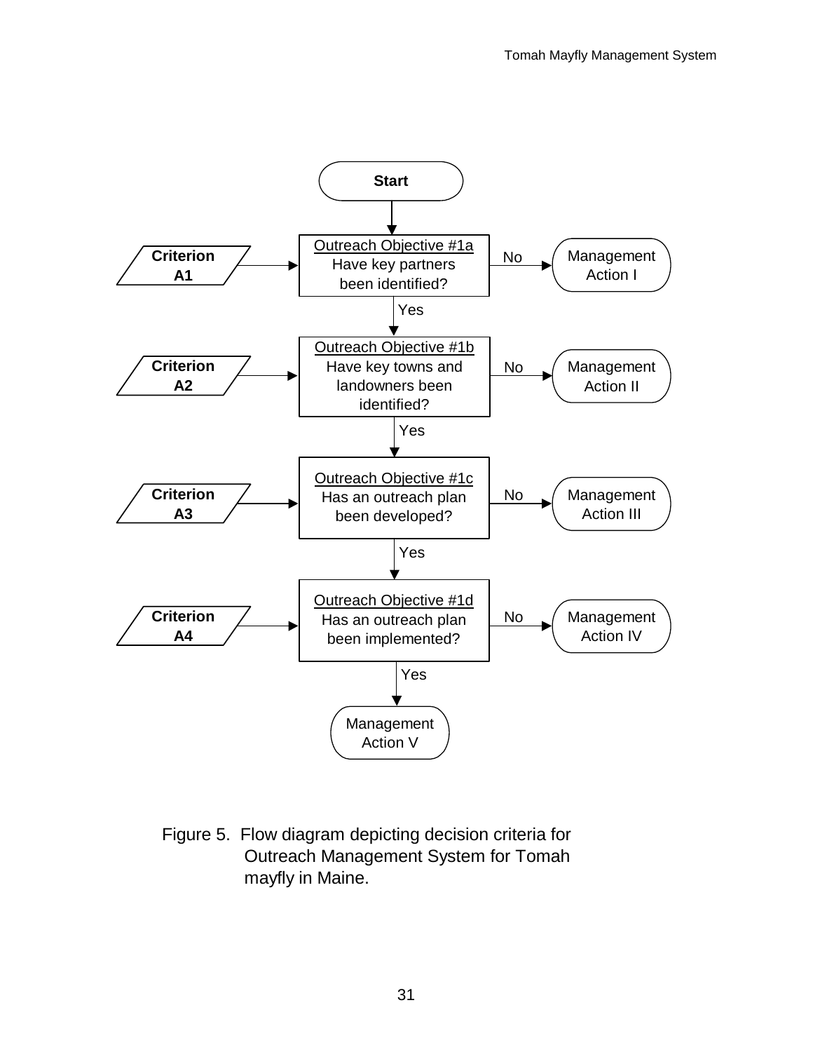Start

**Criterion A1** → Outreach Objective #1a
Have key partners been identified?
- No → Management Action I
- Yes ↓

**Criterion A2** → Outreach Objective #1b
Have key towns and landowners been identified?
- No → Management Action II
- Yes ↓

**Criterion A3** → Outreach Objective #1c
Has an outreach plan been developed?
- No → Management Action III
- Yes ↓

**Criterion A4** → Outreach Objective #1d
Has an outreach plan been implemented?
- No → Management Action IV
- Yes → Management Action V

Figure 5. Flow diagram depicting decision criteria for Outreach Management System for Tomah mayfly in Maine.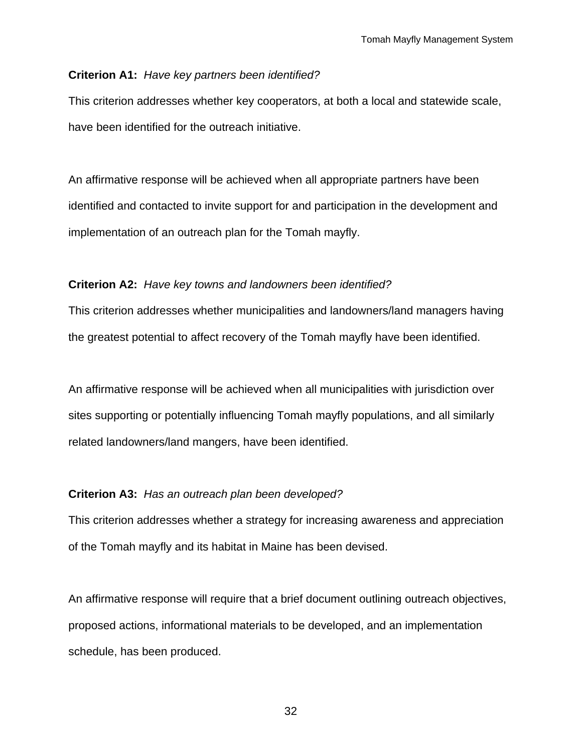**Criterion A1:** *Have key partners been identified?*

This criterion addresses whether key cooperators, at both a local and statewide scale, have been identified for the outreach initiative.

An affirmative response will be achieved when all appropriate partners have been identified and contacted to invite support for and participation in the development and implementation of an outreach plan for the Tomah mayfly.

**Criterion A2:** *Have key towns and landowners been identified?*

This criterion addresses whether municipalities and landowners/land managers having the greatest potential to affect recovery of the Tomah mayfly have been identified.

An affirmative response will be achieved when all municipalities with jurisdiction over sites supporting or potentially influencing Tomah mayfly populations, and all similarly related landowners/land mangers, have been identified.

**Criterion A3:** *Has an outreach plan been developed?*

This criterion addresses whether a strategy for increasing awareness and appreciation of the Tomah mayfly and its habitat in Maine has been devised.

An affirmative response will require that a brief document outlining outreach objectives, proposed actions, informational materials to be developed, and an implementation schedule, has been produced.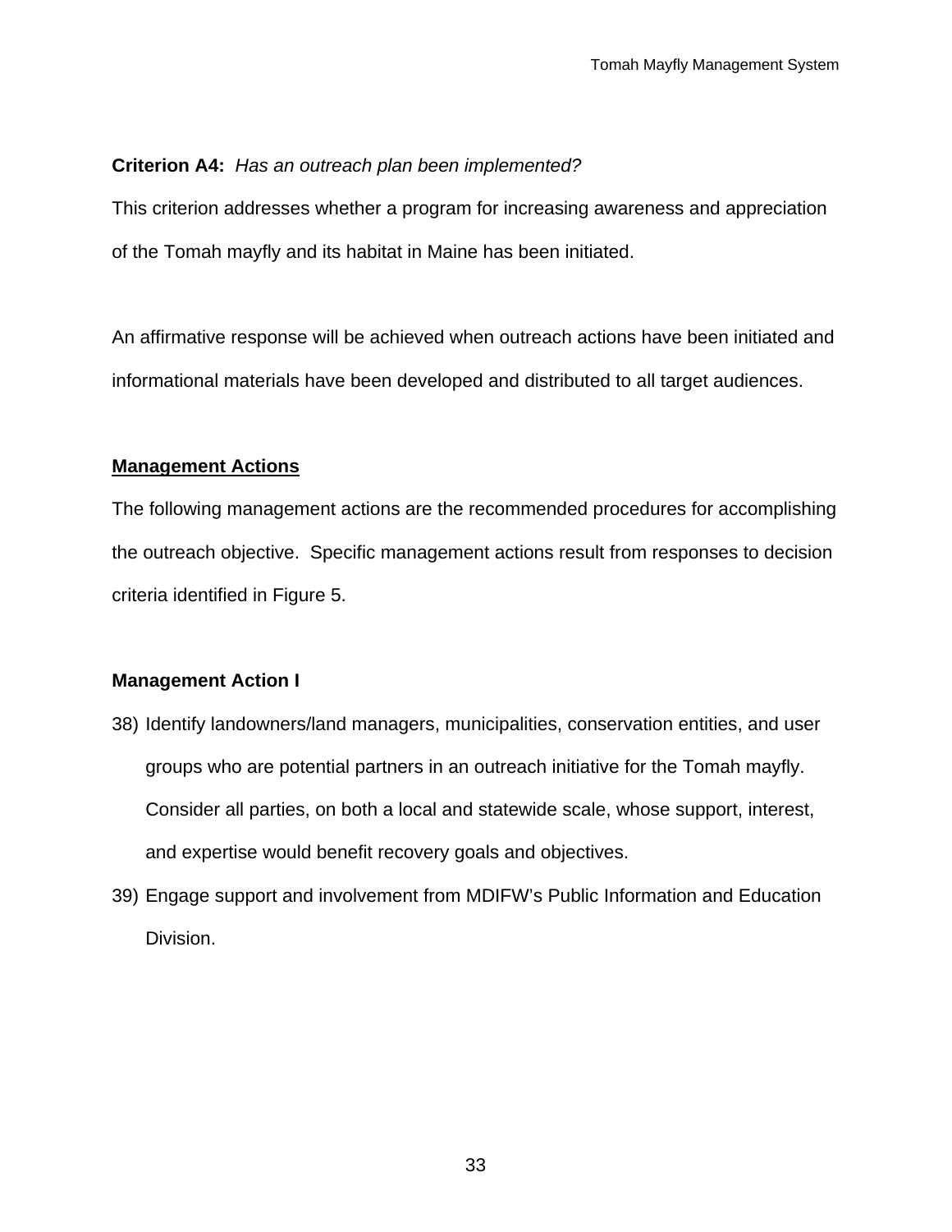**Criterion A4:** *Has an outreach plan been implemented?*

This criterion addresses whether a program for increasing awareness and appreciation of the Tomah mayfly and its habitat in Maine has been initiated.

An affirmative response will be achieved when outreach actions have been initiated and informational materials have been developed and distributed to all target audiences.

**<u>Management Actions</u>**

The following management actions are the recommended procedures for accomplishing the outreach objective. Specific management actions result from responses to decision criteria identified in Figure 5.

**Management Action I**

38) Identify landowners/land managers, municipalities, conservation entities, and user groups who are potential partners in an outreach initiative for the Tomah mayfly. Consider all parties, on both a local and statewide scale, whose support, interest, and expertise would benefit recovery goals and objectives.

39) Engage support and involvement from MDIFW's Public Information and Education Division.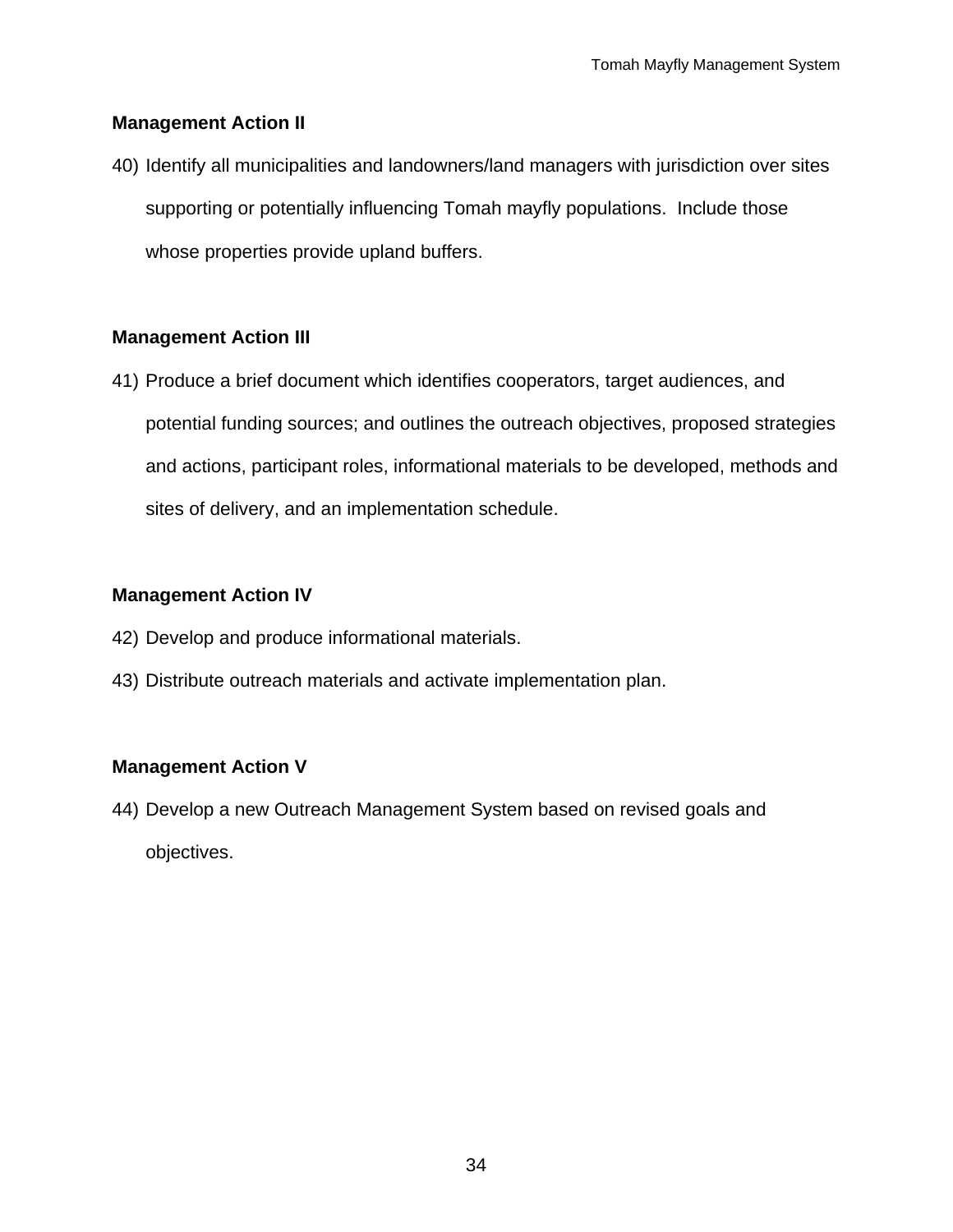**Management Action II**

40) Identify all municipalities and landowners/land managers with jurisdiction over sites supporting or potentially influencing Tomah mayfly populations. Include those whose properties provide upland buffers.

**Management Action III**

41) Produce a brief document which identifies cooperators, target audiences, and potential funding sources; and outlines the outreach objectives, proposed strategies and actions, participant roles, informational materials to be developed, methods and sites of delivery, and an implementation schedule.

**Management Action IV**

42) Develop and produce informational materials.

43) Distribute outreach materials and activate implementation plan.

**Management Action V**

44) Develop a new Outreach Management System based on revised goals and objectives.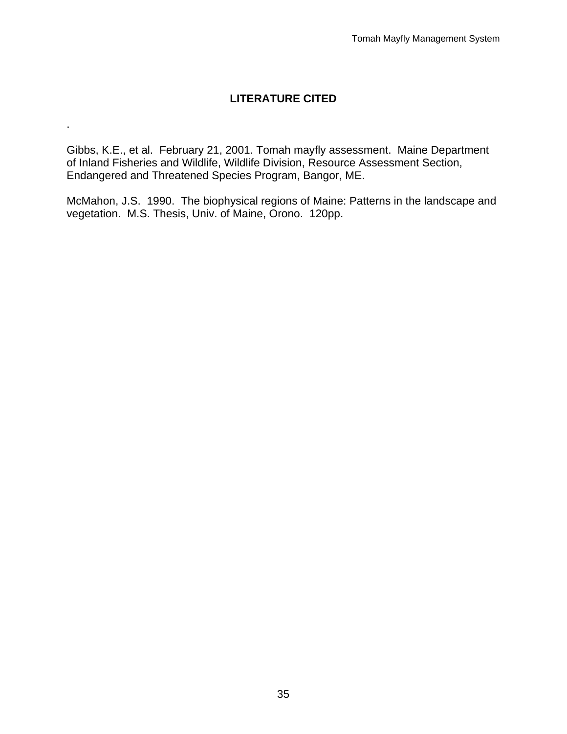# LITERATURE CITED

.

Gibbs, K.E., et al. February 21, 2001. Tomah mayfly assessment. Maine Department of Inland Fisheries and Wildlife, Wildlife Division, Resource Assessment Section, Endangered and Threatened Species Program, Bangor, ME.

McMahon, J.S. 1990. The biophysical regions of Maine: Patterns in the landscape and vegetation. M.S. Thesis, Univ. of Maine, Orono. 120pp.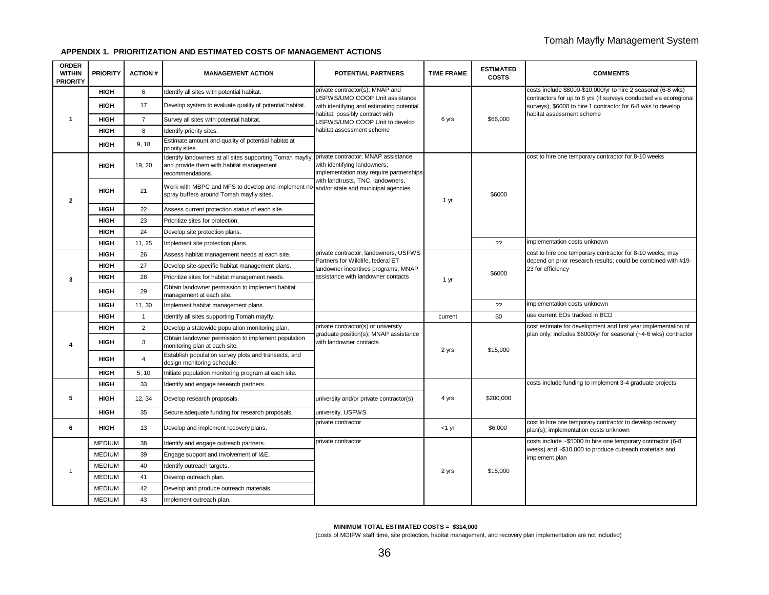## APPENDIX 1. PRIORITIZATION AND ESTIMATED COSTS OF MANAGEMENT ACTIONS

| ORDER WITHIN PRIORITY | PRIORITY | ACTION # | MANAGEMENT ACTION | POTENTIAL PARTNERS | TIME FRAME | ESTIMATED COSTS | COMMENTS |
|---|---|---|---|---|---|---|---|
| 1 | HIGH | 6 | Identify all sites with potential habitat. | private contractor(s); MNAP and USFWS/UMO COOP Unit assistance with identifying and estimating potential habitat; possibly contract with USFWS/UMO COOP Unit to develop habitat assessment scheme | 6 yrs | $66,000 | costs include $8000-$10,000/yr to hire 2 seasonal (6-8 wks) contractors for up to 6 yrs (if surveys conducted via ecoregional surveys); $6000 to hire 1 contractor for 6-8 wks to develop habitat assessment scheme |
| | HIGH | 17 | Develop system to evaluate quality of potential habitat. | | | | |
| | HIGH | 7 | Survey all sites with potential habitat. | | | | |
| | HIGH | 8 | Identify priority sites. | | | | |
| | HIGH | 9, 18 | Estimate amount and quality of potential habitat at priority sites. | | | | |
| 2 | HIGH | 19, 20 | Identify landowners at all sites supporting Tomah mayfly, and provide them with habitat management recommendations. | private contractor; MNAP assistance with identifying landowners; implementation may require partnerships with landtrusts, TNC, landowners, and/or state and municipal agencies | 1 yr | $6000 | cost to hire one temporary contractor for 8-10 weeks |
| | HIGH | 21 | Work with MBPC and MFS to develop and implement no-spray buffers around Tomah mayfly sites. | | | | |
| | HIGH | 22 | Assess current protection status of each site. | | | | |
| | HIGH | 23 | Prioritize sites for protection. | | | | |
| | HIGH | 24 | Develop site protection plans. | | | | |
| | HIGH | 11, 25 | Implement site protection plans. | | | ?? | implementation costs unknown |
| 3 | HIGH | 26 | Assess habitat management needs at each site. | private contractor, landowners, USFWS Partners for Wildlife, federal ET landowner incentives programs; MNAP assistance with landowner contacts | 1 yr | $6000 | cost to hire one temporary contractor for 8-10 weeks; may depend on prior research results; could be combined with #19-23 for efficiency |
| | HIGH | 27 | Develop site-specific habitat management plans. | | | | |
| | HIGH | 28 | Prioritize sites for habitat management needs. | | | | |
| | HIGH | 29 | Obtain landowner permission to implement habitat management at each site. | | | | |
| | HIGH | 11, 30 | Implement habitat management plans. | | | ?? | implementation costs unknown |
| 4 | HIGH | 1 | Identify all sites supporting Tomah mayfly. | | current | $0 | use current EOs tracked in BCD |
| | HIGH | 2 | Develop a statewide population monitoring plan. | private contractor(s) or university graduate position(s); MNAP assistance with landowner contacts | 2 yrs | $15,000 | cost estimate for development and first year implementation of plan only; includes $6000/yr for seasonal (~4-6 wks) contractor |
| | HIGH | 3 | Obtain landowner permission to implement population monitoring plan at each site. | | | | |
| | HIGH | 4 | Establish population survey plots and transects, and design monitoring schedule. | | | | |
| | HIGH | 5, 10 | Initiate population monitoring program at each site. | | | | |
| 5 | HIGH | 33 | Identify and engage research partners. | | 4 yrs | $200,000 | costs include funding to implement 3-4 graduate projects |
| | HIGH | 12, 34 | Develop research proposals. | university and/or private contractor(s) | | | |
| | HIGH | 35 | Secure adequate funding for research proposals. | university, USFWS | | | |
| 6 | HIGH | 13 | Develop and implement recovery plans. | private contractor | <1 yr | $6,000 | cost to hire one temporary contractor to develop recovery plan(s); implementation costs unknown |
| 1 | MEDIUM | 38 | Identify and engage outreach partners. | private contractor | 2 yrs | $15,000 | costs include ~$5000 to hire one temporary contractor (6-8 weeks) and ~$10,000 to produce outreach materials and implement plan |
| | MEDIUM | 39 | Engage support and involvement of I&E. | | | | |
| | MEDIUM | 40 | Identify outreach targets. | | | | |
| | MEDIUM | 41 | Develop outreach plan. | | | | |
| | MEDIUM | 42 | Develop and produce outreach materials. | | | | |
| | MEDIUM | 43 | Implement outreach plan. | | | | |

**MINIMUM TOTAL ESTIMATED COSTS = $314,000**

(costs of MDIFW staff time, site protection, habitat management, and recovery plan implementation are not included)